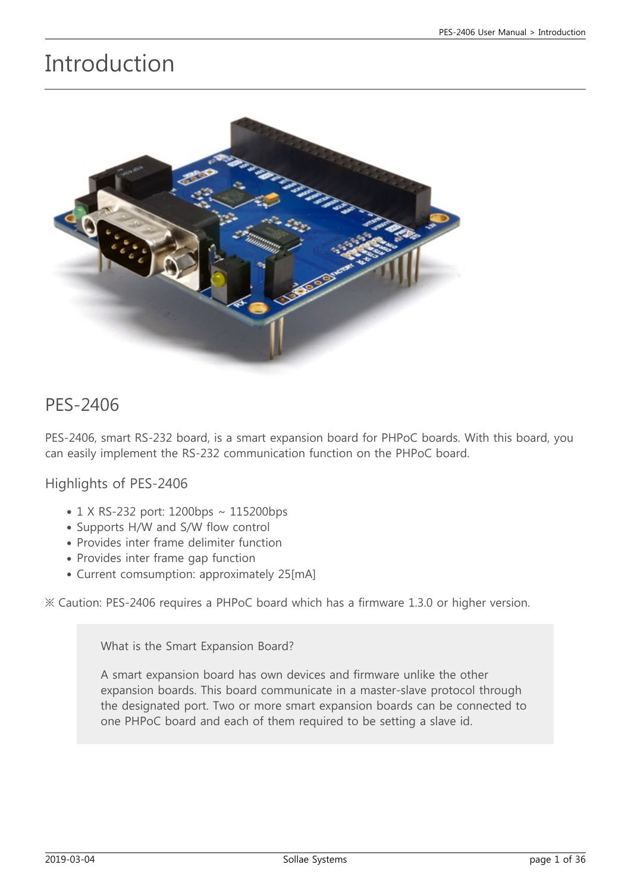# Introduction

## PES-2406

PES-2406, smart RS-232 board, is a smart expansion board for PHPoC boards. With this board, you can easily implement the RS-232 communication function on the PHPoC board.

### Highlights of PES-2406

- 1 X RS-232 port: 1200bps ~ 115200bps
- Supports H/W and S/W flow control
- Provides inter frame delimiter function
- Provides inter frame gap function
- Current comsumption: approximately 25[mA]

※ Caution: PES-2406 requires a PHPoC board which has a firmware 1.3.0 or higher version.

> What is the Smart Expansion Board?
>
> A smart expansion board has own devices and firmware unlike the other expansion boards. This board communicate in a master-slave protocol through the designated port. Two or more smart expansion boards can be connected to one PHPoC board and each of them required to be setting a slave id.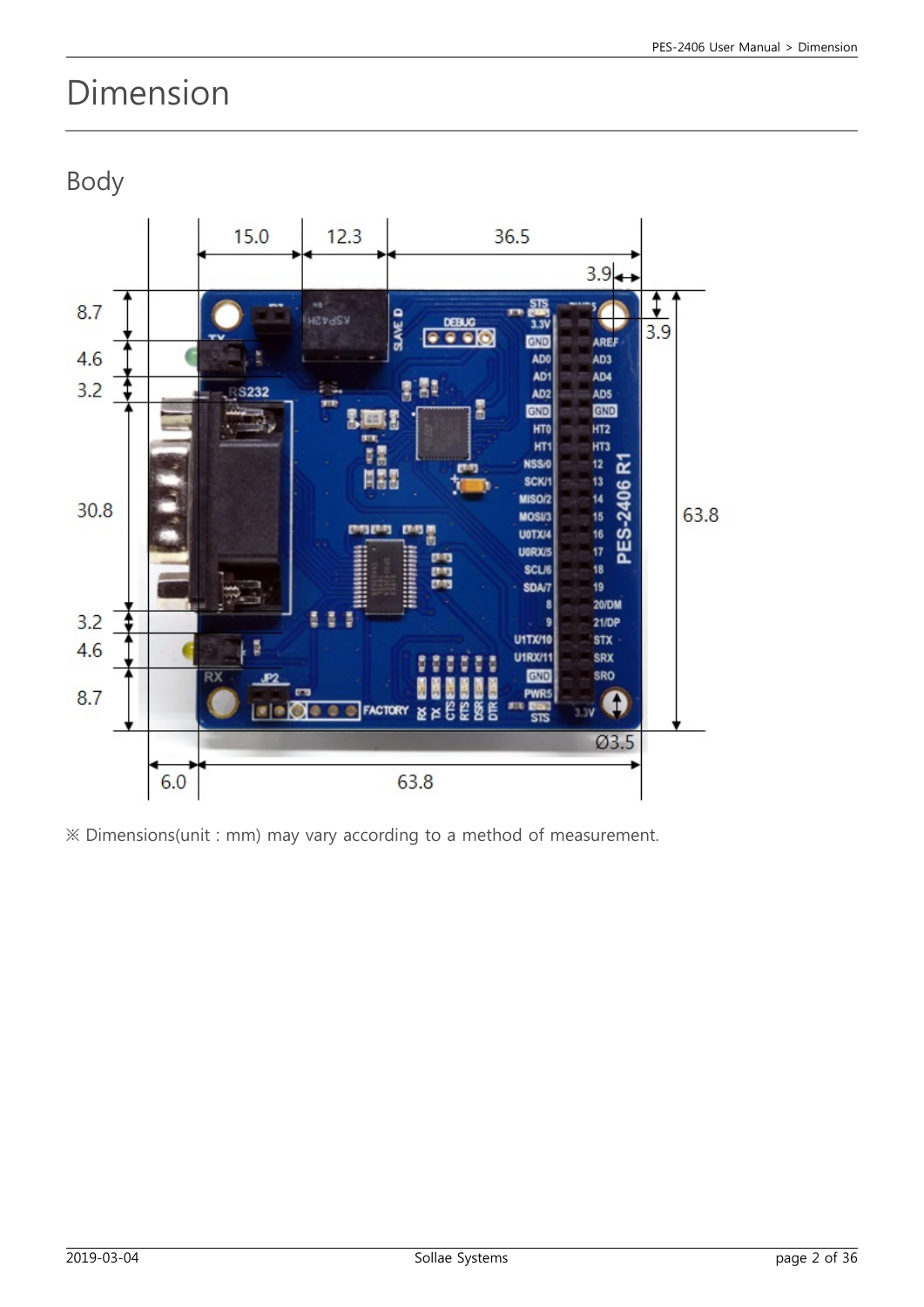# Dimension

## Body

※ Dimensions(unit : mm) may vary according to a method of measurement.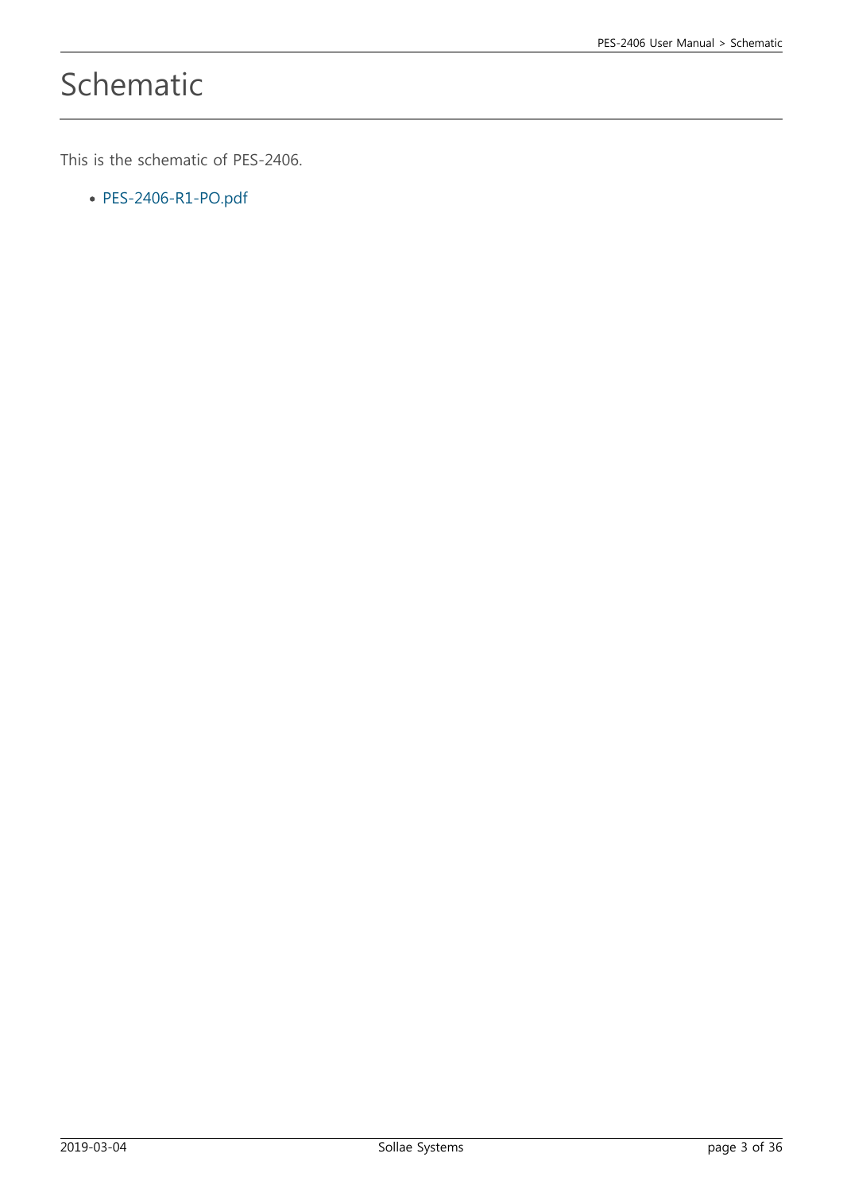# Schematic

This is the schematic of PES-2406.

- PES-2406-R1-PO.pdf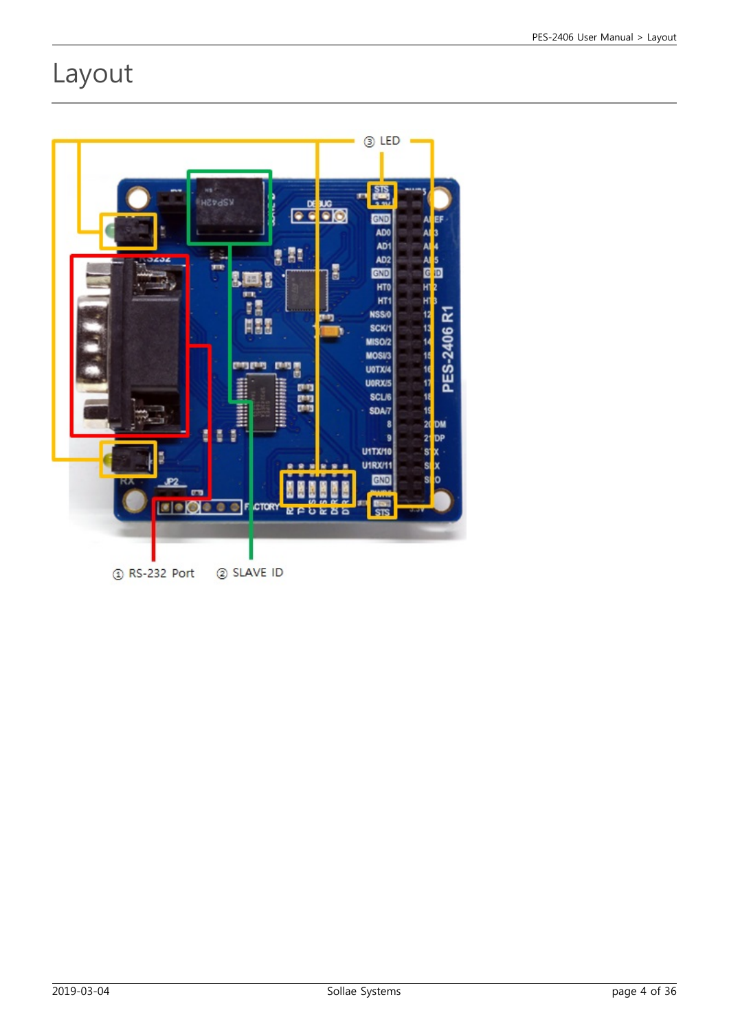# Layout

③ LED

① RS-232 Port

② SLAVE ID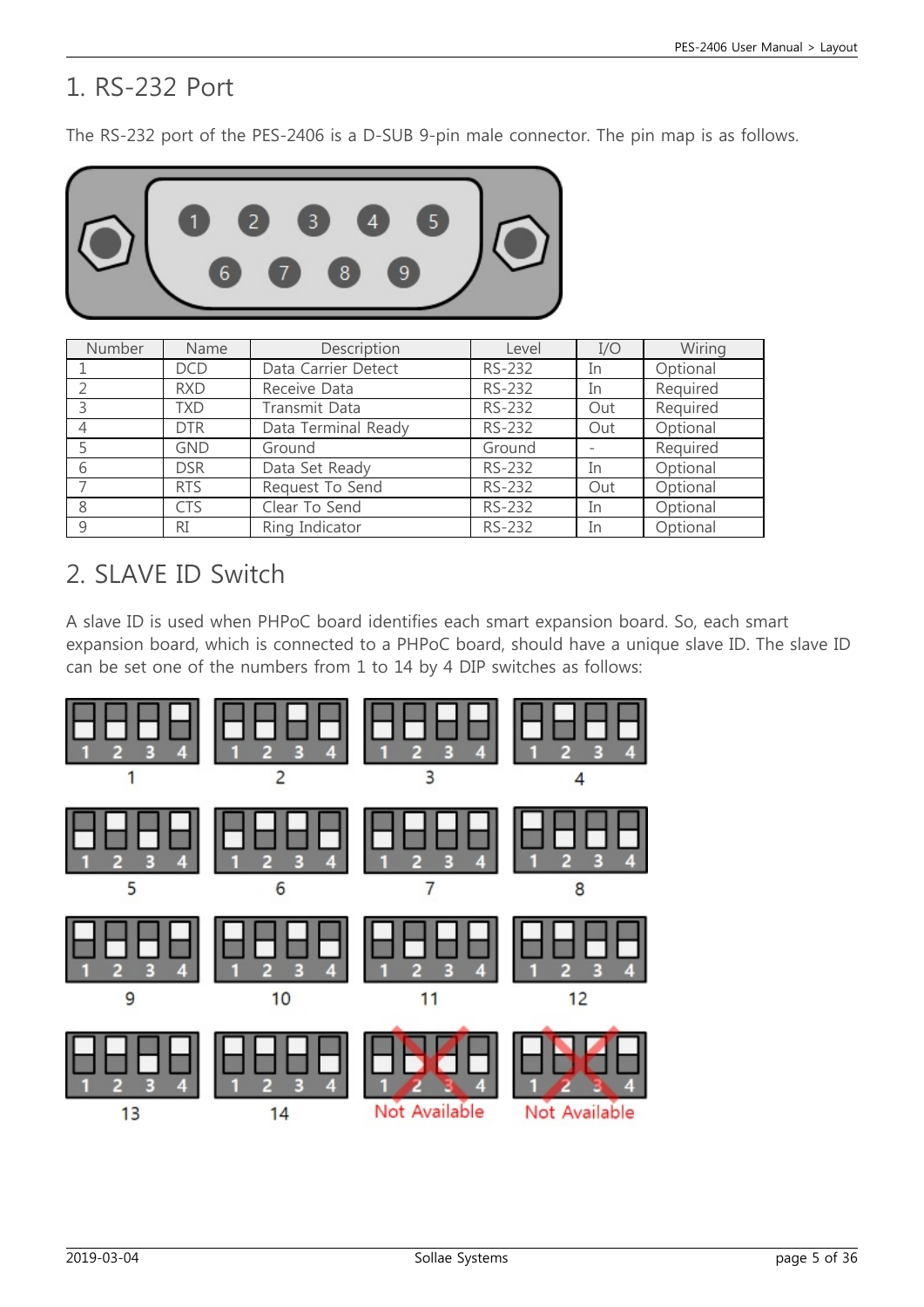## 1. RS-232 Port

The RS-232 port of the PES-2406 is a D-SUB 9-pin male connector. The pin map is as follows.

| Number | Name | Description | Level | I/O | Wiring |
|---|---|---|---|---|---|
| 1 | DCD | Data Carrier Detect | RS-232 | In | Optional |
| 2 | RXD | Receive Data | RS-232 | In | Required |
| 3 | TXD | Transmit Data | RS-232 | Out | Required |
| 4 | DTR | Data Terminal Ready | RS-232 | Out | Optional |
| 5 | GND | Ground | Ground | - | Required |
| 6 | DSR | Data Set Ready | RS-232 | In | Optional |
| 7 | RTS | Request To Send | RS-232 | Out | Optional |
| 8 | CTS | Clear To Send | RS-232 | In | Optional |
| 9 | RI | Ring Indicator | RS-232 | In | Optional |

## 2. SLAVE ID Switch

A slave ID is used when PHPoC board identifies each smart expansion board. So, each smart expansion board, which is connected to a PHPoC board, should have a unique slave ID. The slave ID can be set one of the numbers from 1 to 14 by 4 DIP switches as follows:

1 2 3 4 — 1
1 2 3 4 — 2
1 2 3 4 — 3
1 2 3 4 — 4
1 2 3 4 — 5
1 2 3 4 — 6
1 2 3 4 — 7
1 2 3 4 — 8
1 2 3 4 — 9
1 2 3 4 — 10
1 2 3 4 — 11
1 2 3 4 — 12
1 2 3 4 — 13
1 2 3 4 — 14
1 2 3 4 — Not Available
1 2 3 4 — Not Available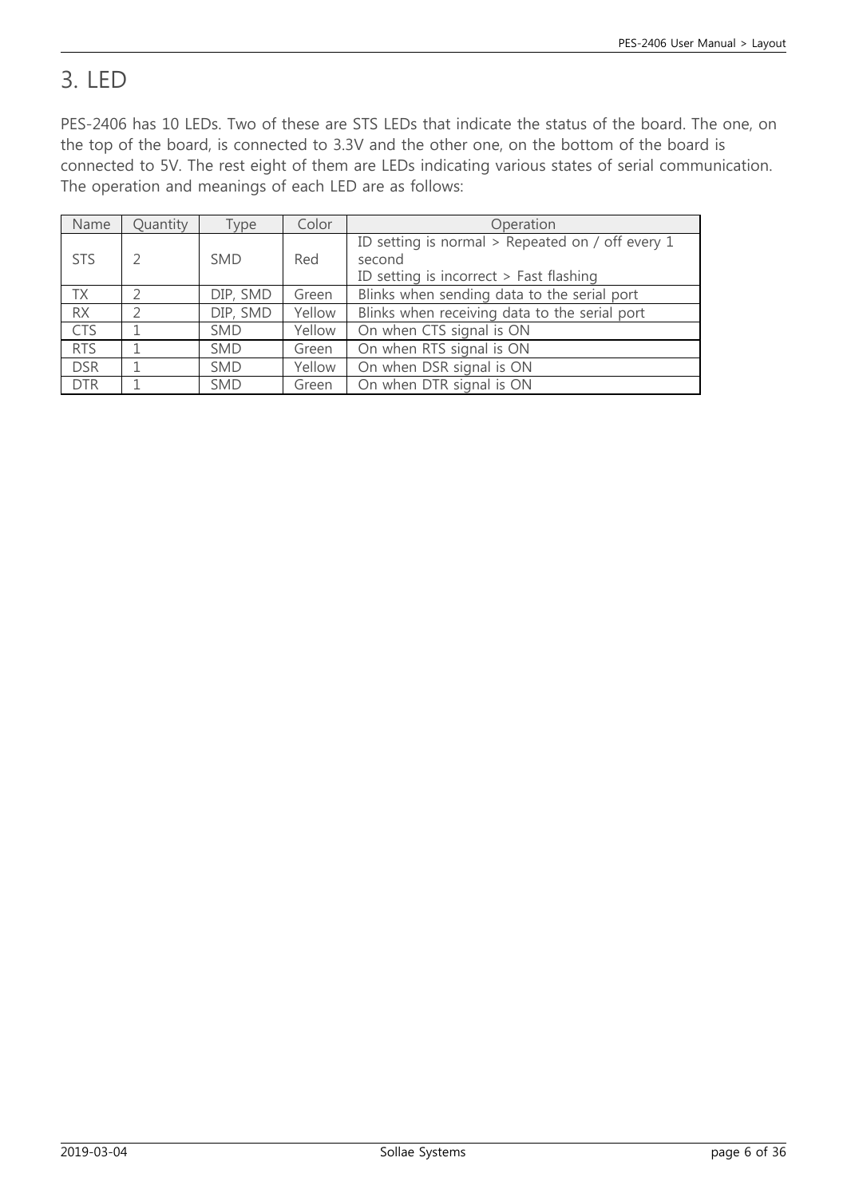# 3. LED

PES-2406 has 10 LEDs. Two of these are STS LEDs that indicate the status of the board. The one, on the top of the board, is connected to 3.3V and the other one, on the bottom of the board is connected to 5V. The rest eight of them are LEDs indicating various states of serial communication. The operation and meanings of each LED are as follows:

| Name | Quantity | Type | Color | Operation |
|---|---|---|---|---|
| STS | 2 | SMD | Red | ID setting is normal > Repeated on / off every 1 second<br>ID setting is incorrect > Fast flashing |
| TX | 2 | DIP, SMD | Green | Blinks when sending data to the serial port |
| RX | 2 | DIP, SMD | Yellow | Blinks when receiving data to the serial port |
| CTS | 1 | SMD | Yellow | On when CTS signal is ON |
| RTS | 1 | SMD | Green | On when RTS signal is ON |
| DSR | 1 | SMD | Yellow | On when DSR signal is ON |
| DTR | 1 | SMD | Green | On when DTR signal is ON |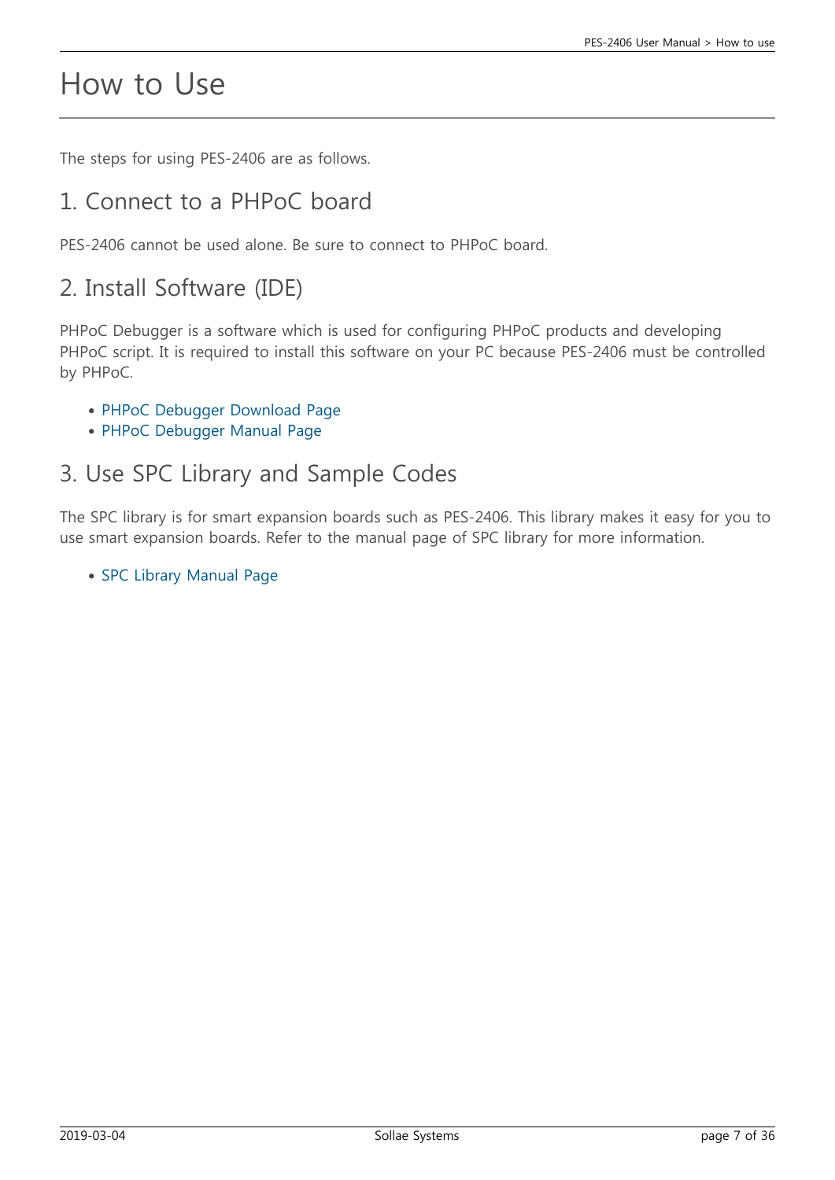# How to Use

The steps for using PES-2406 are as follows.

## 1. Connect to a PHPoC board

PES-2406 cannot be used alone. Be sure to connect to PHPoC board.

## 2. Install Software (IDE)

PHPoC Debugger is a software which is used for configuring PHPoC products and developing PHPoC script. It is required to install this software on your PC because PES-2406 must be controlled by PHPoC.

- PHPoC Debugger Download Page
- PHPoC Debugger Manual Page

## 3. Use SPC Library and Sample Codes

The SPC library is for smart expansion boards such as PES-2406. This library makes it easy for you to use smart expansion boards. Refer to the manual page of SPC library for more information.

- SPC Library Manual Page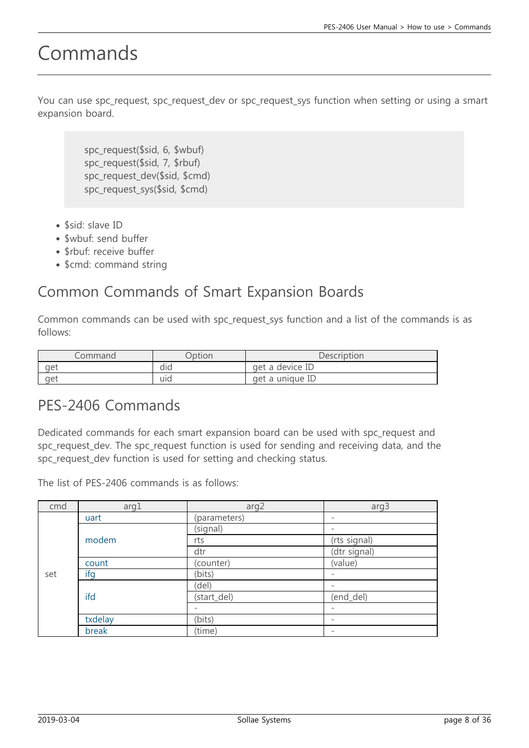# Commands

You can use spc_request, spc_request_dev or spc_request_sys function when setting or using a smart expansion board.

```
spc_request($sid, 6, $wbuf)
spc_request($sid, 7, $rbuf)
spc_request_dev($sid, $cmd)
spc_request_sys($sid, $cmd)
```

- $sid: slave ID
- $wbuf: send buffer
- $rbuf: receive buffer
- $cmd: command string

## Common Commands of Smart Expansion Boards

Common commands can be used with spc_request_sys function and a list of the commands is as follows:

| Command | Option | Description |
|---|---|---|
| get | did | get a device ID |
| get | uid | get a unique ID |

## PES-2406 Commands

Dedicated commands for each smart expansion board can be used with spc_request and spc_request_dev. The spc_request function is used for sending and receiving data, and the spc_request_dev function is used for setting and checking status.

The list of PES-2406 commands is as follows:

| cmd | arg1 | arg2 | arg3 |
|---|---|---|---|
| set | uart | (parameters) | - |
| | modem | (signal) | - |
| | | rts | (rts signal) |
| | | dtr | (dtr signal) |
| | count | (counter) | (value) |
| | ifg | (bits) | - |
| | ifd | (del) | - |
| | | (start_del) | (end_del) |
| | | - | - |
| | txdelay | (bits) | - |
| | break | (time) | - |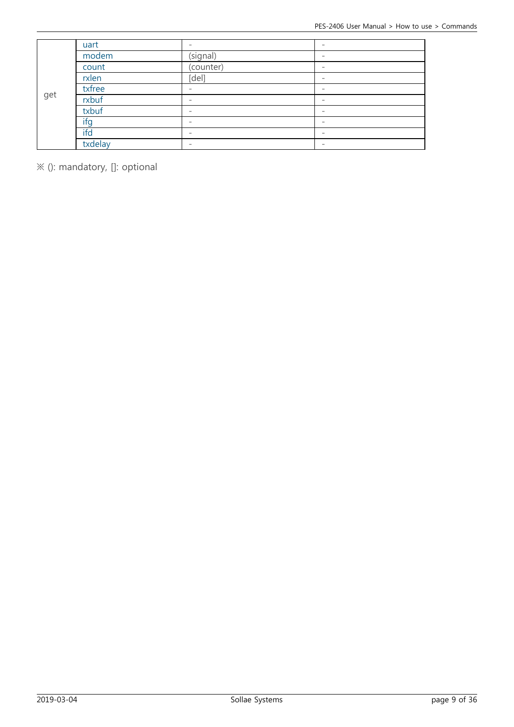| | | | |
|---|---|---|---|
| get | uart | - | - |
| | modem | (signal) | - |
| | count | (counter) | - |
| | rxlen | [del] | - |
| | txfree | - | - |
| | rxbuf | - | - |
| | txbuf | - | - |
| | ifg | - | - |
| | ifd | - | - |
| | txdelay | - | - |

※ (): mandatory, []: optional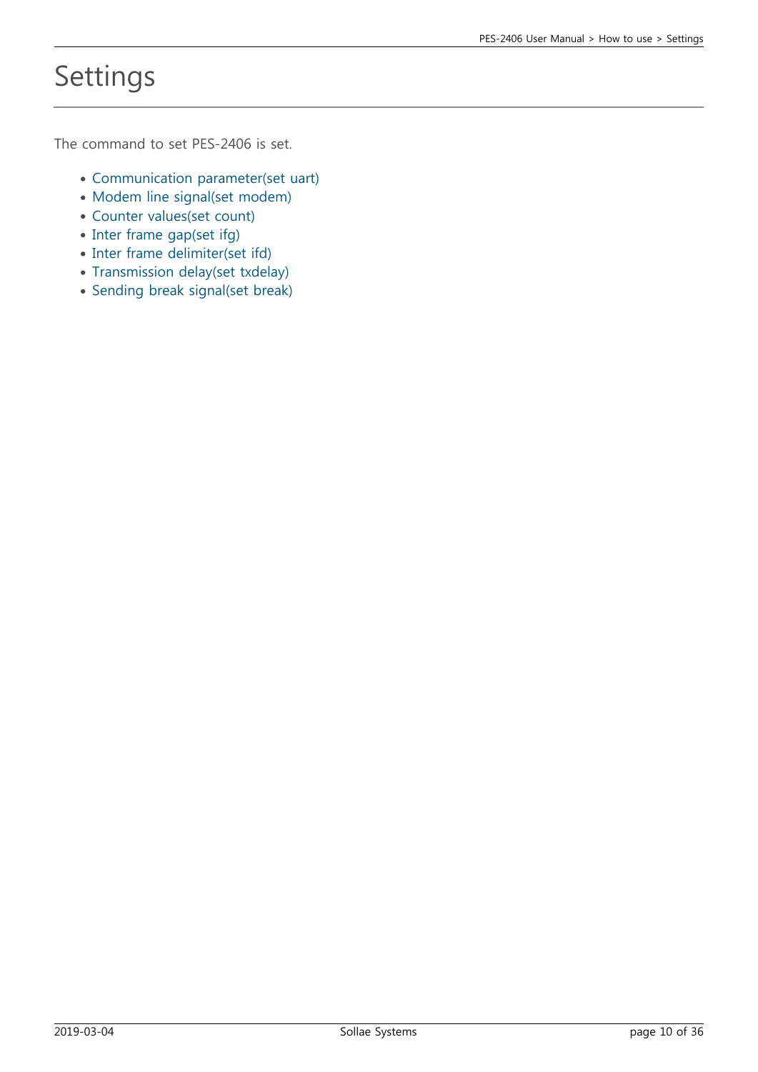# Settings

The command to set PES-2406 is set.

- Communication parameter(set uart)
- Modem line signal(set modem)
- Counter values(set count)
- Inter frame gap(set ifg)
- Inter frame delimiter(set ifd)
- Transmission delay(set txdelay)
- Sending break signal(set break)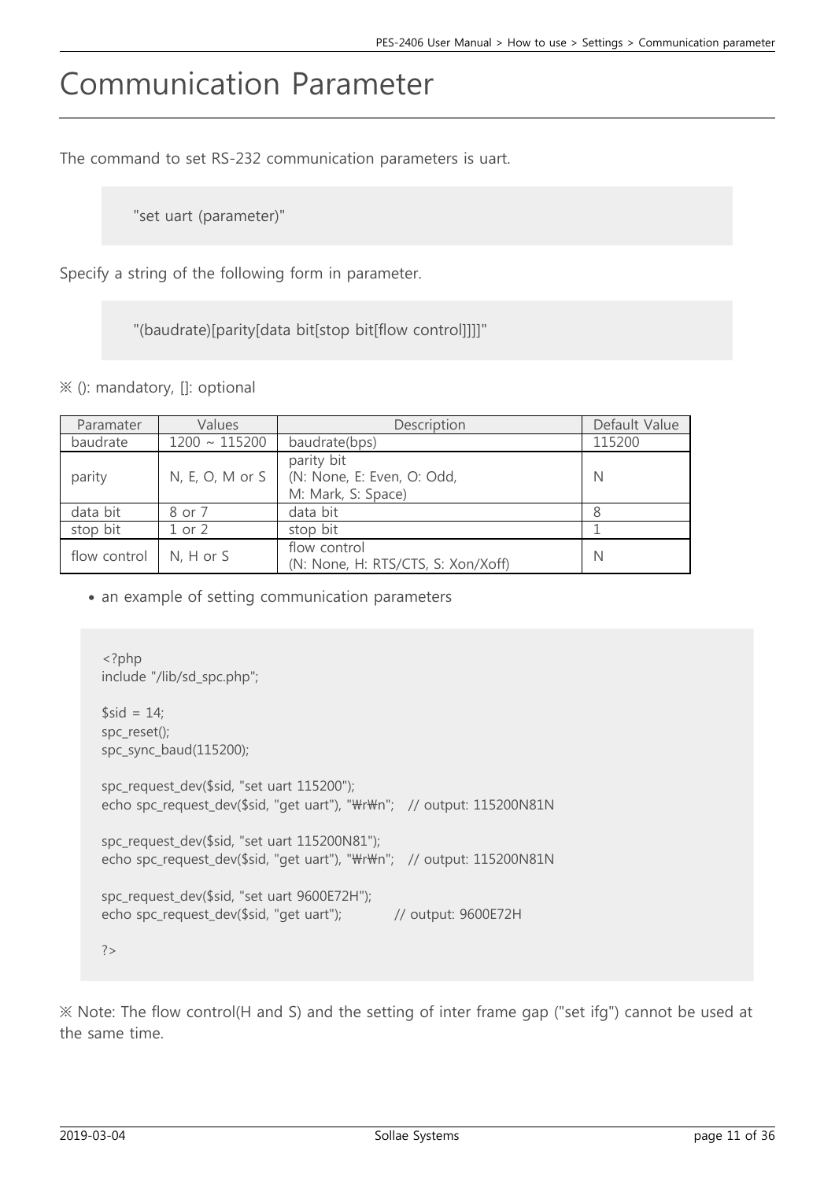# Communication Parameter

The command to set RS-232 communication parameters is uart.

```
"set uart (parameter)"
```

Specify a string of the following form in parameter.

```
"(baudrate)[parity[data bit[stop bit[flow control]]]]"
```

※ (): mandatory, []: optional

| Paramater | Values | Description | Default Value |
|---|---|---|---|
| baudrate | 1200 ~ 115200 | baudrate(bps) | 115200 |
| parity | N, E, O, M or S | parity bit (N: None, E: Even, O: Odd, M: Mark, S: Space) | N |
| data bit | 8 or 7 | data bit | 8 |
| stop bit | 1 or 2 | stop bit | 1 |
| flow control | N, H or S | flow control (N: None, H: RTS/CTS, S: Xon/Xoff) | N |

- an example of setting communication parameters

```
<?php
include "/lib/sd_spc.php";

$sid = 14;
spc_reset();
spc_sync_baud(115200);

spc_request_dev($sid, "set uart 115200");
echo spc_request_dev($sid, "get uart"), "₩r₩n";   // output: 115200N81N

spc_request_dev($sid, "set uart 115200N81");
echo spc_request_dev($sid, "get uart"), "₩r₩n";   // output: 115200N81N

spc_request_dev($sid, "set uart 9600E72H");
echo spc_request_dev($sid, "get uart");           // output: 9600E72H

?>
```

※ Note: The flow control(H and S) and the setting of inter frame gap ("set ifg") cannot be used at the same time.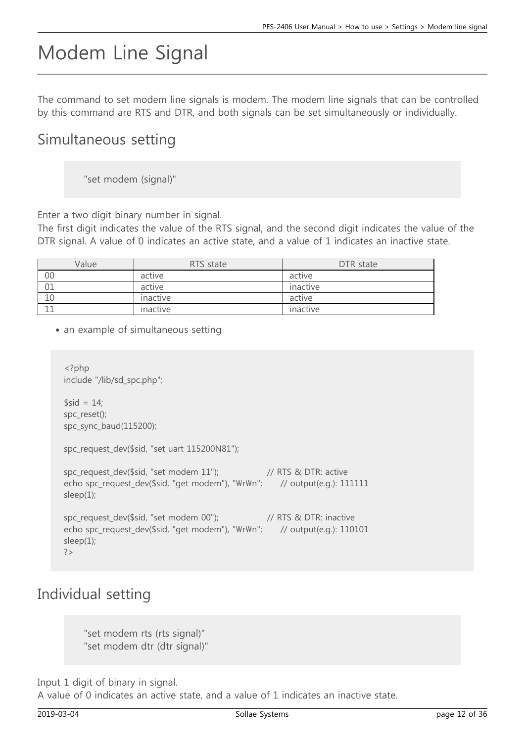# Modem Line Signal

The command to set modem line signals is modem. The modem line signals that can be controlled by this command are RTS and DTR, and both signals can be set simultaneously or individually.

## Simultaneous setting

```
"set modem (signal)"
```

Enter a two digit binary number in signal.
The first digit indicates the value of the RTS signal, and the second digit indicates the value of the DTR signal. A value of 0 indicates an active state, and a value of 1 indicates an inactive state.

| Value | RTS state | DTR state |
| --- | --- | --- |
| 00 | active | active |
| 01 | active | inactive |
| 10 | inactive | active |
| 11 | inactive | inactive |

- an example of simultaneous setting

```
<?php
include "/lib/sd_spc.php";

$sid = 14;
spc_reset();
spc_sync_baud(115200);

spc_request_dev($sid, "set uart 115200N81");

spc_request_dev($sid, "set modem 11");                // RTS & DTR: active
echo spc_request_dev($sid, "get modem"), "₩r₩n";      // output(e.g.): 111111
sleep(1);

spc_request_dev($sid, "set modem 00");                // RTS & DTR: inactive
echo spc_request_dev($sid, "get modem"), "₩r₩n";      // output(e.g.): 110101
sleep(1);
?>
```

## Individual setting

```
"set modem rts (rts signal)"
"set modem dtr (dtr signal)"
```

Input 1 digit of binary in signal.
A value of 0 indicates an active state, and a value of 1 indicates an inactive state.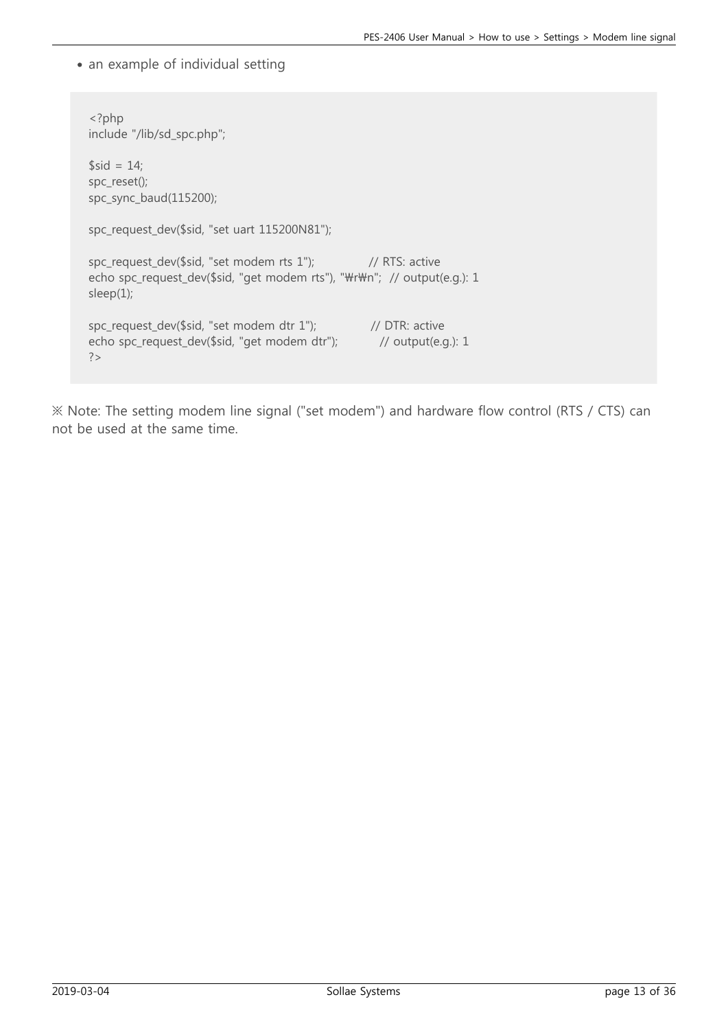- an example of individual setting

```
<?php
include "/lib/sd_spc.php";

$sid = 14;
spc_reset();
spc_sync_baud(115200);

spc_request_dev($sid, "set uart 115200N81");

spc_request_dev($sid, "set modem rts 1");              // RTS: active
echo spc_request_dev($sid, "get modem rts"), "₩r₩n";  // output(e.g.): 1
sleep(1);

spc_request_dev($sid, "set modem dtr 1");              // DTR: active
echo spc_request_dev($sid, "get modem dtr");           // output(e.g.): 1
?>
```

※ Note: The setting modem line signal ("set modem") and hardware flow control (RTS / CTS) can not be used at the same time.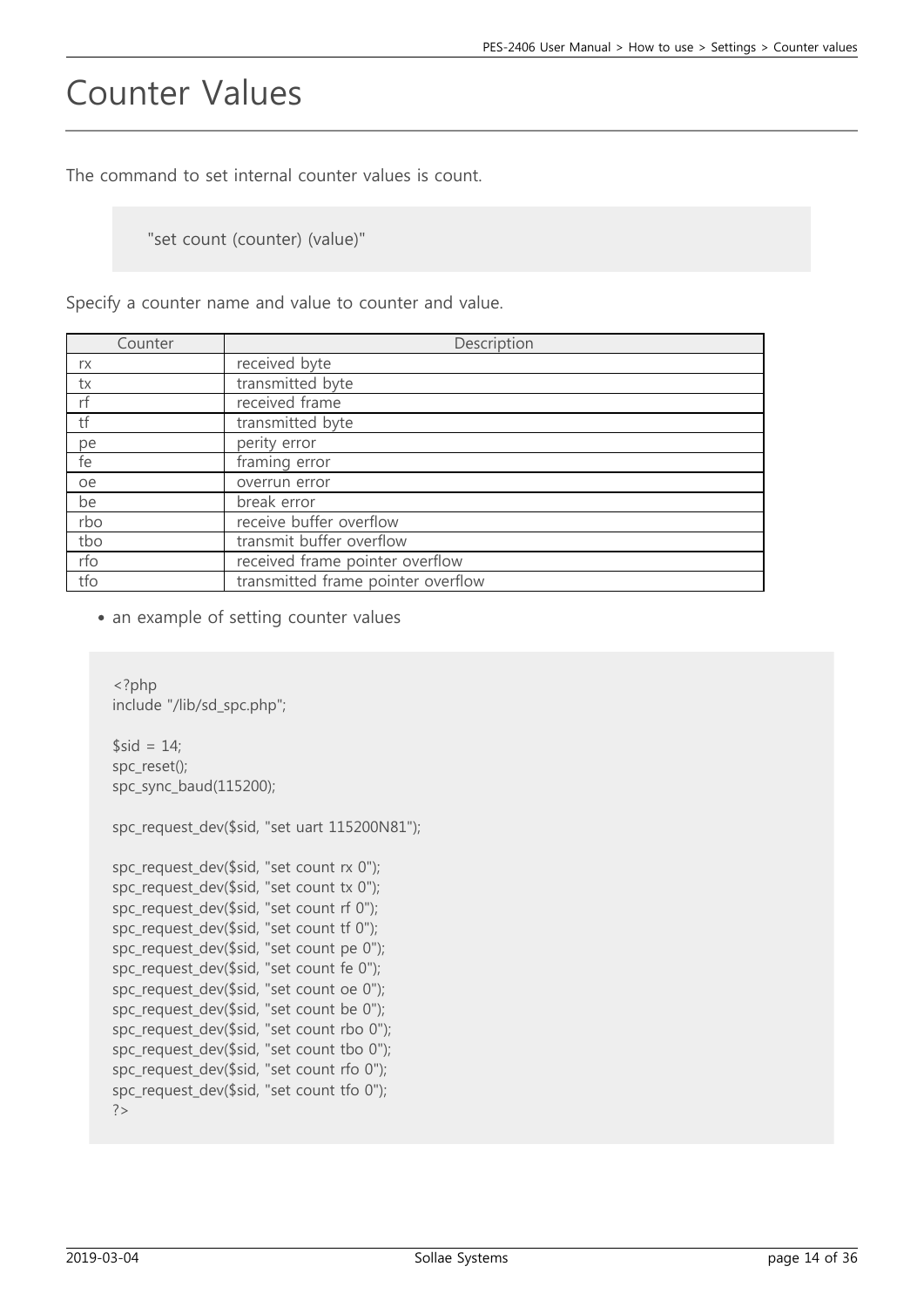# Counter Values

The command to set internal counter values is count.

```
"set count (counter) (value)"
```

Specify a counter name and value to counter and value.

| Counter | Description |
|---|---|
| rx | received byte |
| tx | transmitted byte |
| rf | received frame |
| tf | transmitted byte |
| pe | perity error |
| fe | framing error |
| oe | overrun error |
| be | break error |
| rbo | receive buffer overflow |
| tbo | transmit buffer overflow |
| rfo | received frame pointer overflow |
| tfo | transmitted frame pointer overflow |

- an example of setting counter values

```php
<?php
include "/lib/sd_spc.php";

$sid = 14;
spc_reset();
spc_sync_baud(115200);

spc_request_dev($sid, "set uart 115200N81");

spc_request_dev($sid, "set count rx 0");
spc_request_dev($sid, "set count tx 0");
spc_request_dev($sid, "set count rf 0");
spc_request_dev($sid, "set count tf 0");
spc_request_dev($sid, "set count pe 0");
spc_request_dev($sid, "set count fe 0");
spc_request_dev($sid, "set count oe 0");
spc_request_dev($sid, "set count be 0");
spc_request_dev($sid, "set count rbo 0");
spc_request_dev($sid, "set count tbo 0");
spc_request_dev($sid, "set count rfo 0");
spc_request_dev($sid, "set count tfo 0");
?>
```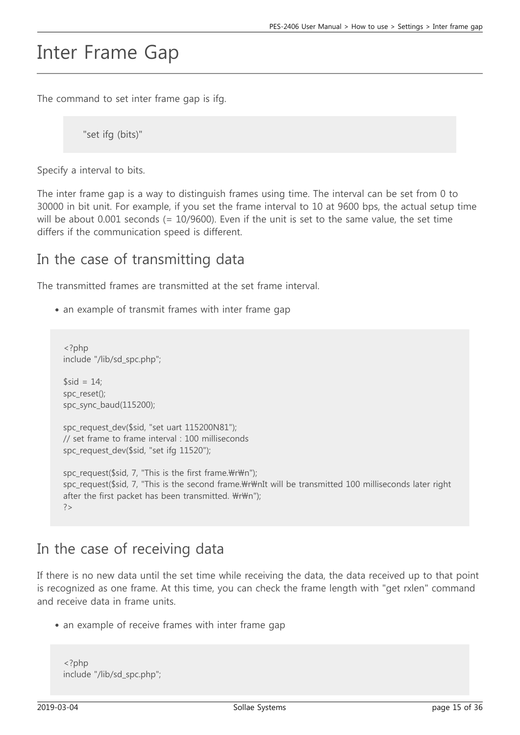# Inter Frame Gap

The command to set inter frame gap is ifg.

```
"set ifg (bits)"
```

Specify a interval to bits.

The inter frame gap is a way to distinguish frames using time. The interval can be set from 0 to 30000 in bit unit. For example, if you set the frame interval to 10 at 9600 bps, the actual setup time will be about 0.001 seconds (= 10/9600). Even if the unit is set to the same value, the set time differs if the communication speed is different.

## In the case of transmitting data

The transmitted frames are transmitted at the set frame interval.

- an example of transmit frames with inter frame gap

```
<?php
include "/lib/sd_spc.php";

$sid = 14;
spc_reset();
spc_sync_baud(115200);

spc_request_dev($sid, "set uart 115200N81");
// set frame to frame interval : 100 milliseconds
spc_request_dev($sid, "set ifg 11520");

spc_request($sid, 7, "This is the first frame.₩r₩n");
spc_request($sid, 7, "This is the second frame.₩r₩nIt will be transmitted 100 milliseconds later right after the first packet has been transmitted. ₩r₩n");
?>
```

## In the case of receiving data

If there is no new data until the set time while receiving the data, the data received up to that point is recognized as one frame. At this time, you can check the frame length with "get rxlen" command and receive data in frame units.

- an example of receive frames with inter frame gap

```
<?php
include "/lib/sd_spc.php";
```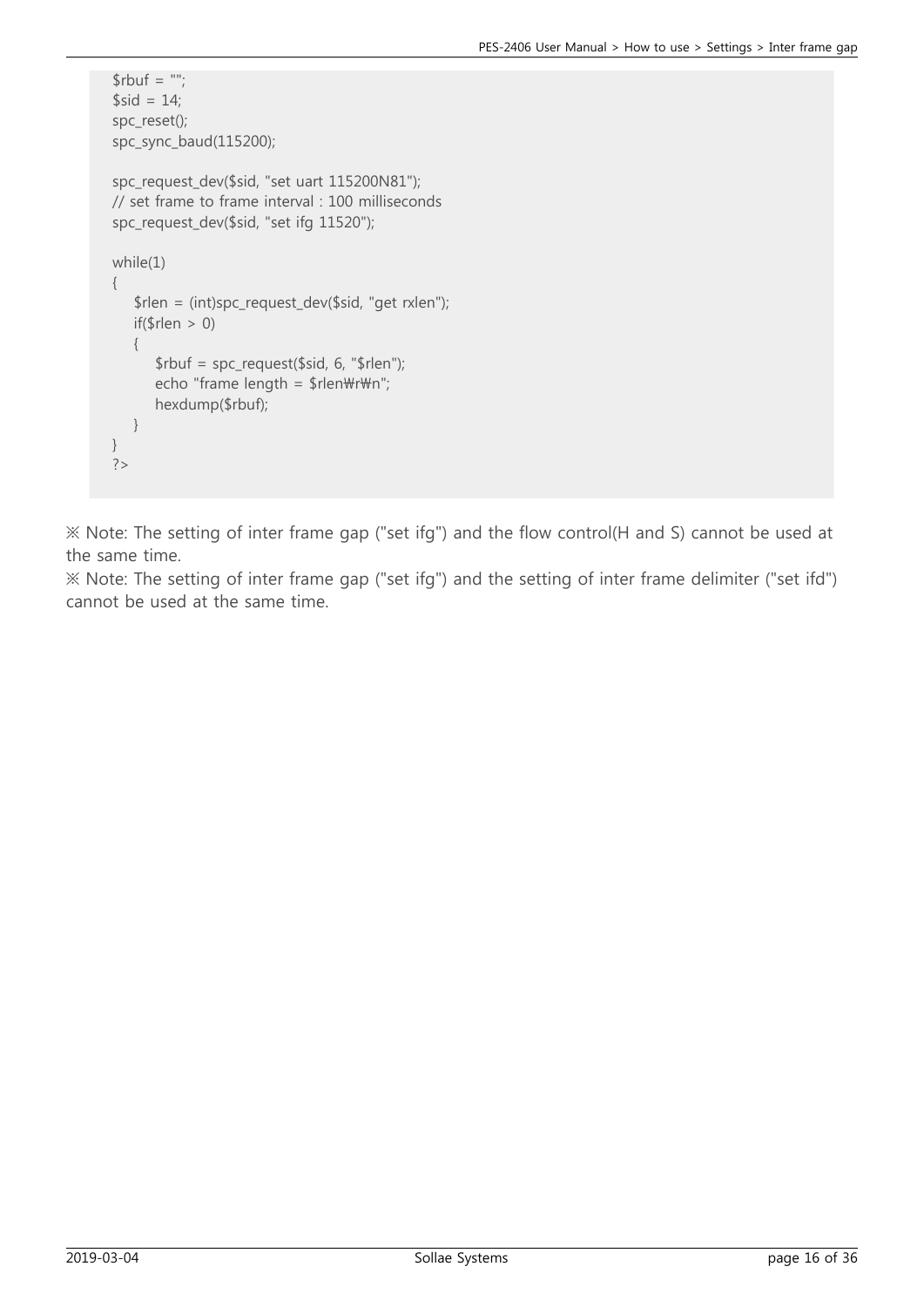```
$rbuf = "";
$sid = 14;
spc_reset();
spc_sync_baud(115200);

spc_request_dev($sid, "set uart 115200N81");
// set frame to frame interval : 100 milliseconds
spc_request_dev($sid, "set ifg 11520");

while(1)
{
    $rlen = (int)spc_request_dev($sid, "get rxlen");
    if($rlen > 0)
    {
        $rbuf = spc_request($sid, 6, "$rlen");
        echo "frame length = $rlen₩r₩n";
        hexdump($rbuf);
    }
}
?>
```

※ Note: The setting of inter frame gap ("set ifg") and the flow control(H and S) cannot be used at the same time.

※ Note: The setting of inter frame gap ("set ifg") and the setting of inter frame delimiter ("set ifd") cannot be used at the same time.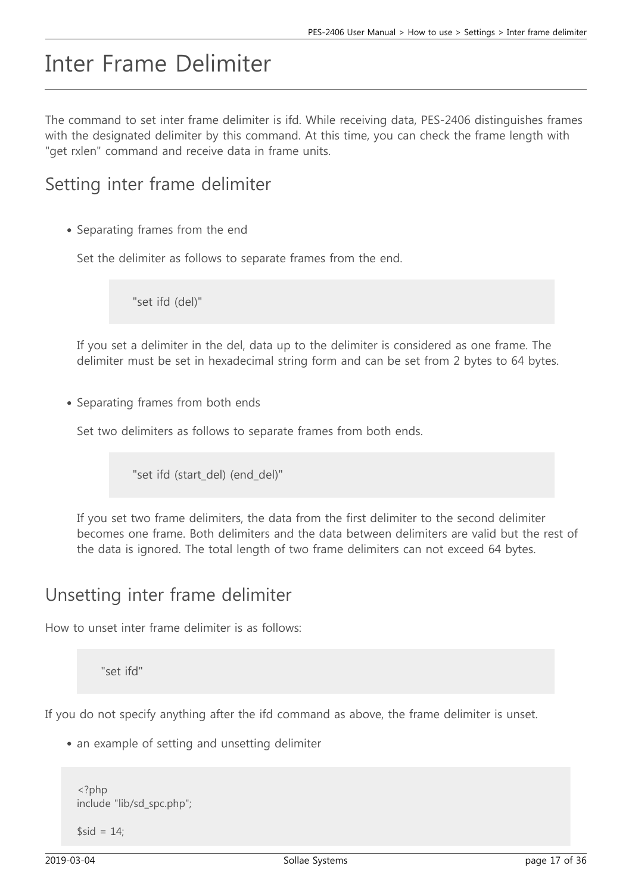# Inter Frame Delimiter

The command to set inter frame delimiter is ifd. While receiving data, PES-2406 distinguishes frames with the designated delimiter by this command. At this time, you can check the frame length with "get rxlen" command and receive data in frame units.

## Setting inter frame delimiter

- Separating frames from the end

  Set the delimiter as follows to separate frames from the end.

  ```
  "set ifd (del)"
  ```

  If you set a delimiter in the del, data up to the delimiter is considered as one frame. The delimiter must be set in hexadecimal string form and can be set from 2 bytes to 64 bytes.

- Separating frames from both ends

  Set two delimiters as follows to separate frames from both ends.

  ```
  "set ifd (start_del) (end_del)"
  ```

  If you set two frame delimiters, the data from the first delimiter to the second delimiter becomes one frame. Both delimiters and the data between delimiters are valid but the rest of the data is ignored. The total length of two frame delimiters can not exceed 64 bytes.

## Unsetting inter frame delimiter

How to unset inter frame delimiter is as follows:

```
"set ifd"
```

If you do not specify anything after the ifd command as above, the frame delimiter is unset.

- an example of setting and unsetting delimiter

```
<?php
include "lib/sd_spc.php";

$sid = 14;
```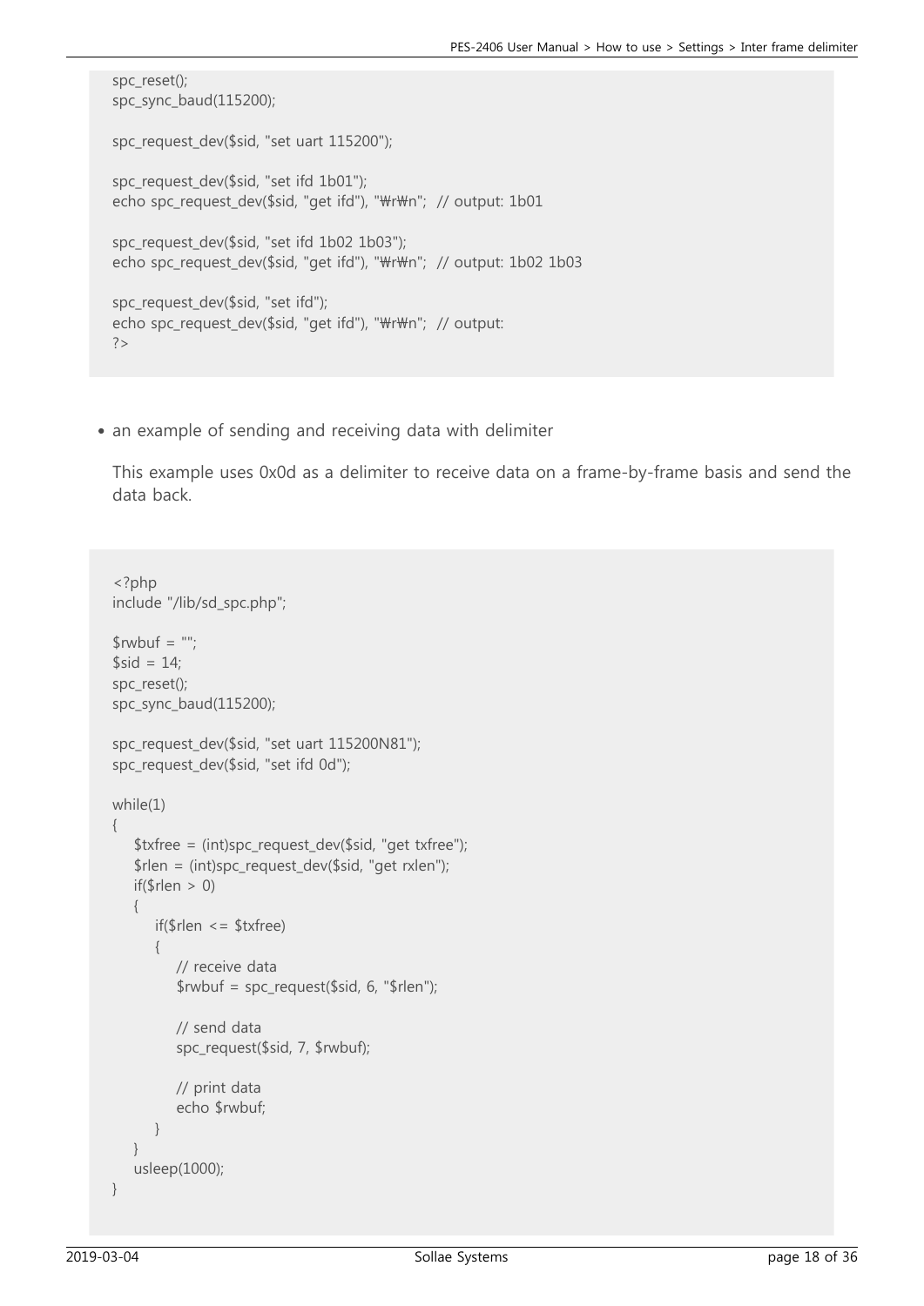```
spc_reset();
spc_sync_baud(115200);

spc_request_dev($sid, "set uart 115200");

spc_request_dev($sid, "set ifd 1b01");
echo spc_request_dev($sid, "get ifd"), "₩r₩n";  // output: 1b01

spc_request_dev($sid, "set ifd 1b02 1b03");
echo spc_request_dev($sid, "get ifd"), "₩r₩n";  // output: 1b02 1b03

spc_request_dev($sid, "set ifd");
echo spc_request_dev($sid, "get ifd"), "₩r₩n";  // output:
?>
```

- an example of sending and receiving data with delimiter

  This example uses 0x0d as a delimiter to receive data on a frame-by-frame basis and send the data back.

```
<?php
include "/lib/sd_spc.php";

$rwbuf = "";
$sid = 14;
spc_reset();
spc_sync_baud(115200);

spc_request_dev($sid, "set uart 115200N81");
spc_request_dev($sid, "set ifd 0d");

while(1)
{
    $txfree = (int)spc_request_dev($sid, "get txfree");
    $rlen = (int)spc_request_dev($sid, "get rxlen");
    if($rlen > 0)
    {
        if($rlen <= $txfree)
        {
            // receive data
            $rwbuf = spc_request($sid, 6, "$rlen");

            // send data
            spc_request($sid, 7, $rwbuf);

            // print data
            echo $rwbuf;
        }
    }
    usleep(1000);
}
```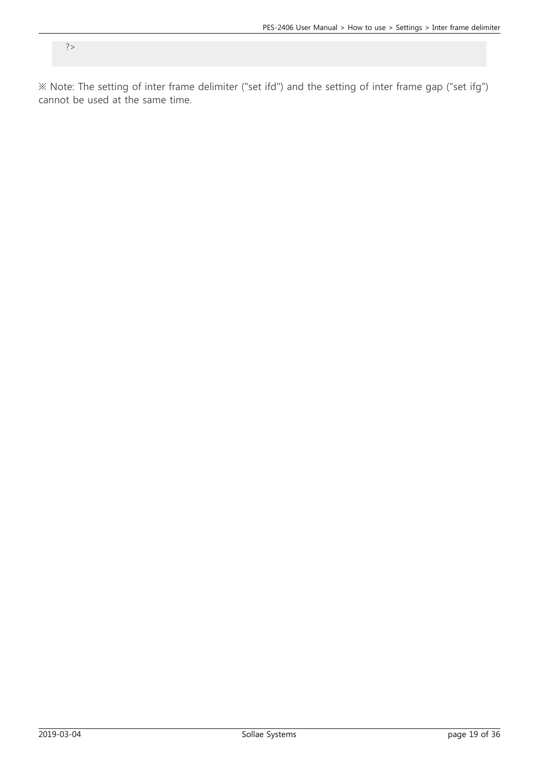```
?>
```

※ Note: The setting of inter frame delimiter ("set ifd") and the setting of inter frame gap ("set ifg") cannot be used at the same time.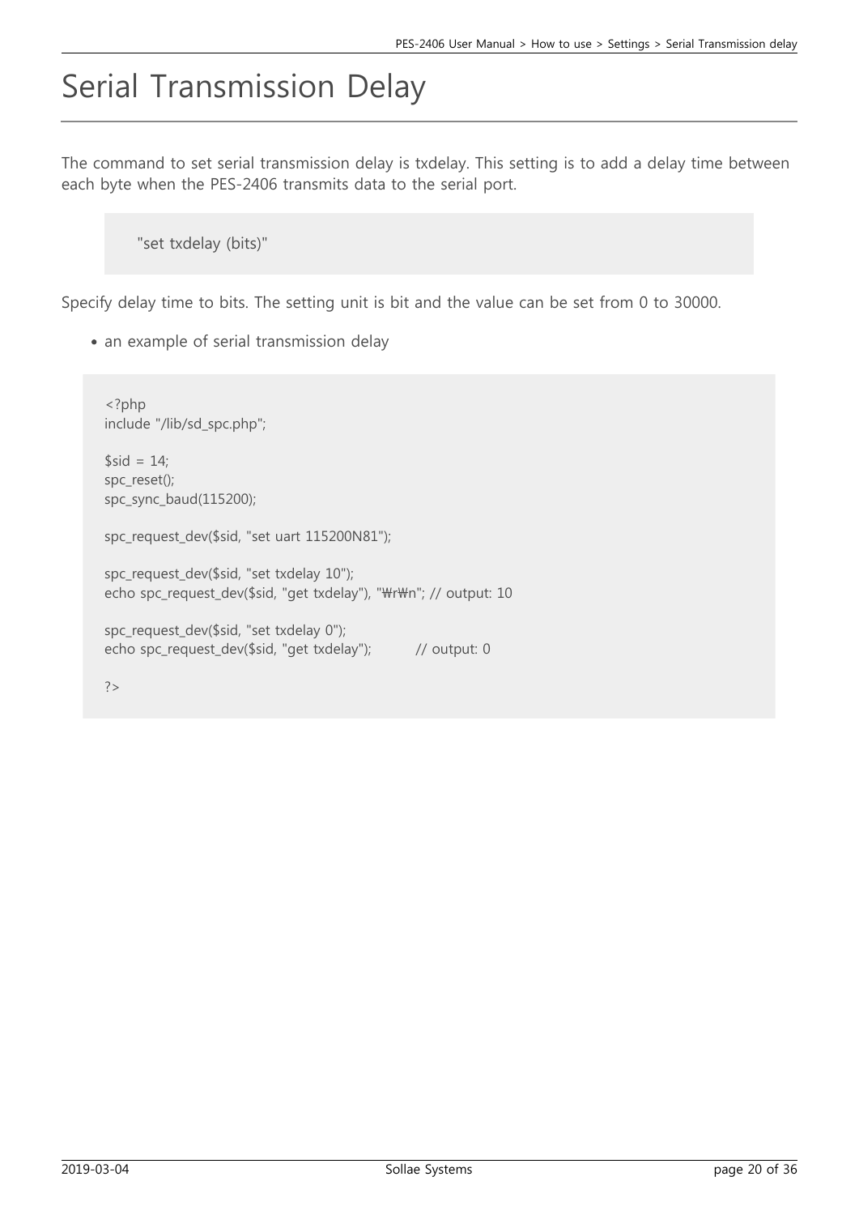# Serial Transmission Delay

The command to set serial transmission delay is txdelay. This setting is to add a delay time between each byte when the PES-2406 transmits data to the serial port.

```
"set txdelay (bits)"
```

Specify delay time to bits. The setting unit is bit and the value can be set from 0 to 30000.

- an example of serial transmission delay

```
<?php
include "/lib/sd_spc.php";

$sid = 14;
spc_reset();
spc_sync_baud(115200);

spc_request_dev($sid, "set uart 115200N81");

spc_request_dev($sid, "set txdelay 10");
echo spc_request_dev($sid, "get txdelay"), "₩r₩n"; // output: 10

spc_request_dev($sid, "set txdelay 0");
echo spc_request_dev($sid, "get txdelay");          // output: 0

?>
```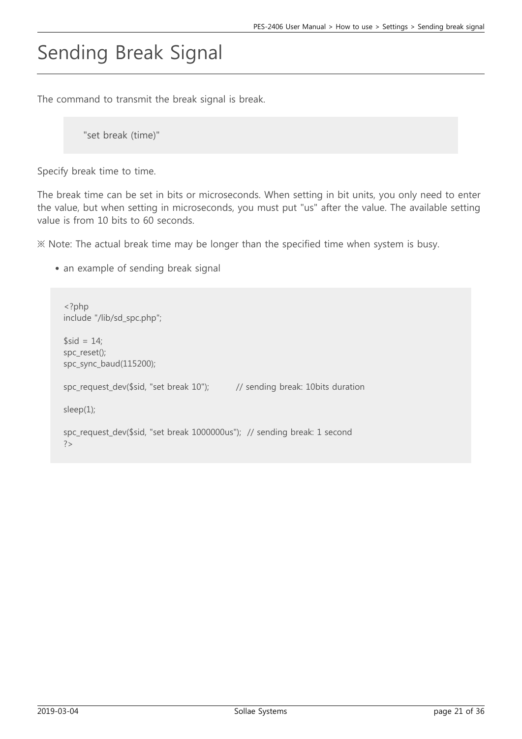# Sending Break Signal

The command to transmit the break signal is break.

```
"set break (time)"
```

Specify break time to time.

The break time can be set in bits or microseconds. When setting in bit units, you only need to enter the value, but when setting in microseconds, you must put "us" after the value. The available setting value is from 10 bits to 60 seconds.

※ Note: The actual break time may be longer than the specified time when system is busy.

- an example of sending break signal

```
<?php
include "/lib/sd_spc.php";

$sid = 14;
spc_reset();
spc_sync_baud(115200);

spc_request_dev($sid, "set break 10");          // sending break: 10bits duration

sleep(1);

spc_request_dev($sid, "set break 1000000us");  // sending break: 1 second
?>
```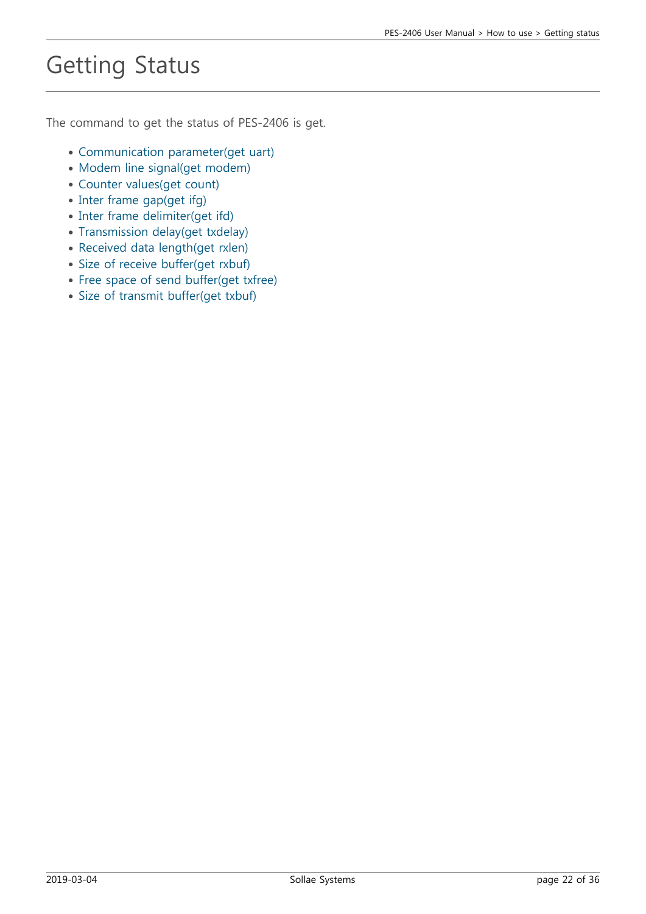# Getting Status

The command to get the status of PES-2406 is get.

- Communication parameter(get uart)
- Modem line signal(get modem)
- Counter values(get count)
- Inter frame gap(get ifg)
- Inter frame delimiter(get ifd)
- Transmission delay(get txdelay)
- Received data length(get rxlen)
- Size of receive buffer(get rxbuf)
- Free space of send buffer(get txfree)
- Size of transmit buffer(get txbuf)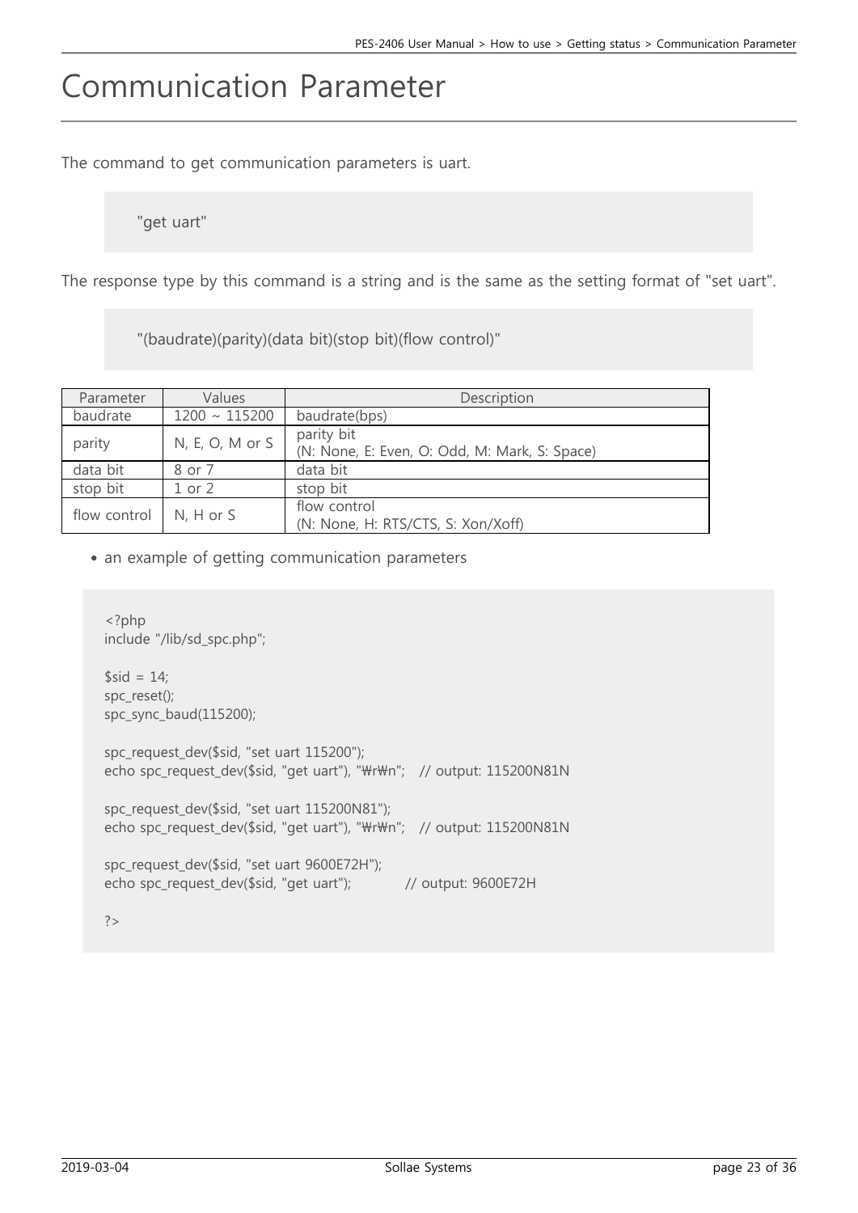# Communication Parameter

The command to get communication parameters is uart.

```
"get uart"
```

The response type by this command is a string and is the same as the setting format of "set uart".

```
"(baudrate)(parity)(data bit)(stop bit)(flow control)"
```

| Parameter | Values | Description |
| --- | --- | --- |
| baudrate | 1200 ~ 115200 | baudrate(bps) |
| parity | N, E, O, M or S | parity bit<br>(N: None, E: Even, O: Odd, M: Mark, S: Space) |
| data bit | 8 or 7 | data bit |
| stop bit | 1 or 2 | stop bit |
| flow control | N, H or S | flow control<br>(N: None, H: RTS/CTS, S: Xon/Xoff) |

- an example of getting communication parameters

```
<?php
include "/lib/sd_spc.php";

$sid = 14;
spc_reset();
spc_sync_baud(115200);

spc_request_dev($sid, "set uart 115200");
echo spc_request_dev($sid, "get uart"), "₩r₩n";   // output: 115200N81N

spc_request_dev($sid, "set uart 115200N81");
echo spc_request_dev($sid, "get uart"), "₩r₩n";   // output: 115200N81N

spc_request_dev($sid, "set uart 9600E72H");
echo spc_request_dev($sid, "get uart");           // output: 9600E72H

?>
```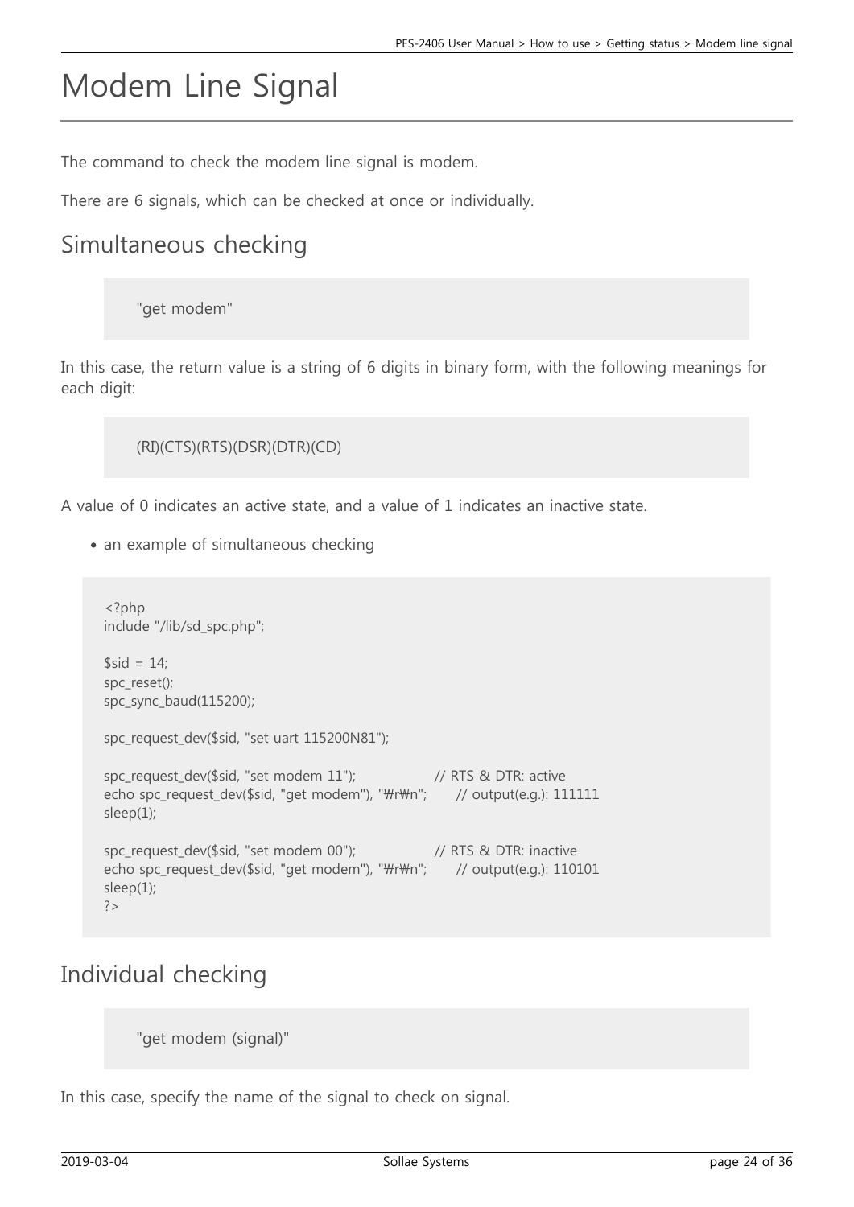# Modem Line Signal

The command to check the modem line signal is modem.

There are 6 signals, which can be checked at once or individually.

## Simultaneous checking

```
"get modem"
```

In this case, the return value is a string of 6 digits in binary form, with the following meanings for each digit:

```
(RI)(CTS)(RTS)(DSR)(DTR)(CD)
```

A value of 0 indicates an active state, and a value of 1 indicates an inactive state.

- an example of simultaneous checking

```
<?php
include "/lib/sd_spc.php";

$sid = 14;
spc_reset();
spc_sync_baud(115200);

spc_request_dev($sid, "set uart 115200N81");

spc_request_dev($sid, "set modem 11");              // RTS & DTR: active
echo spc_request_dev($sid, "get modem"), "₩r₩n";    // output(e.g.): 111111
sleep(1);

spc_request_dev($sid, "set modem 00");              // RTS & DTR: inactive
echo spc_request_dev($sid, "get modem"), "₩r₩n";    // output(e.g.): 110101
sleep(1);
?>
```

## Individual checking

```
"get modem (signal)"
```

In this case, specify the name of the signal to check on signal.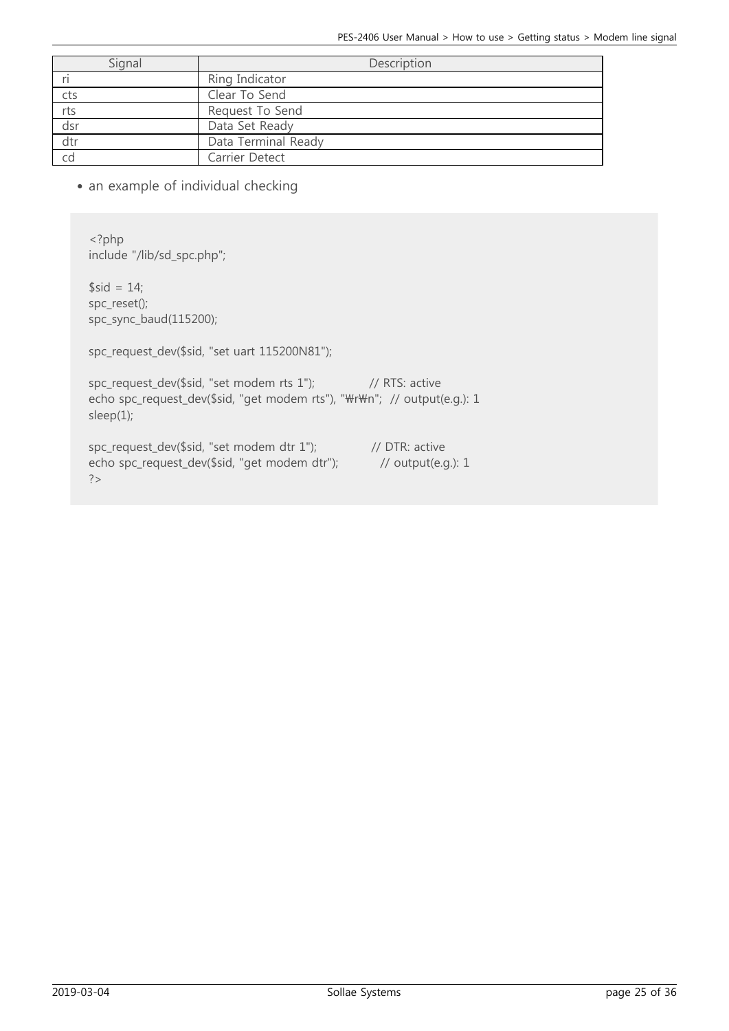| Signal | Description |
| --- | --- |
| ri | Ring Indicator |
| cts | Clear To Send |
| rts | Request To Send |
| dsr | Data Set Ready |
| dtr | Data Terminal Ready |
| cd | Carrier Detect |

- an example of individual checking

```
<?php
include "/lib/sd_spc.php";

$sid = 14;
spc_reset();
spc_sync_baud(115200);

spc_request_dev($sid, "set uart 115200N81");

spc_request_dev($sid, "set modem rts 1");              // RTS: active
echo spc_request_dev($sid, "get modem rts"), "₩r₩n";  // output(e.g.): 1
sleep(1);

spc_request_dev($sid, "set modem dtr 1");              // DTR: active
echo spc_request_dev($sid, "get modem dtr");           // output(e.g.): 1
?>
```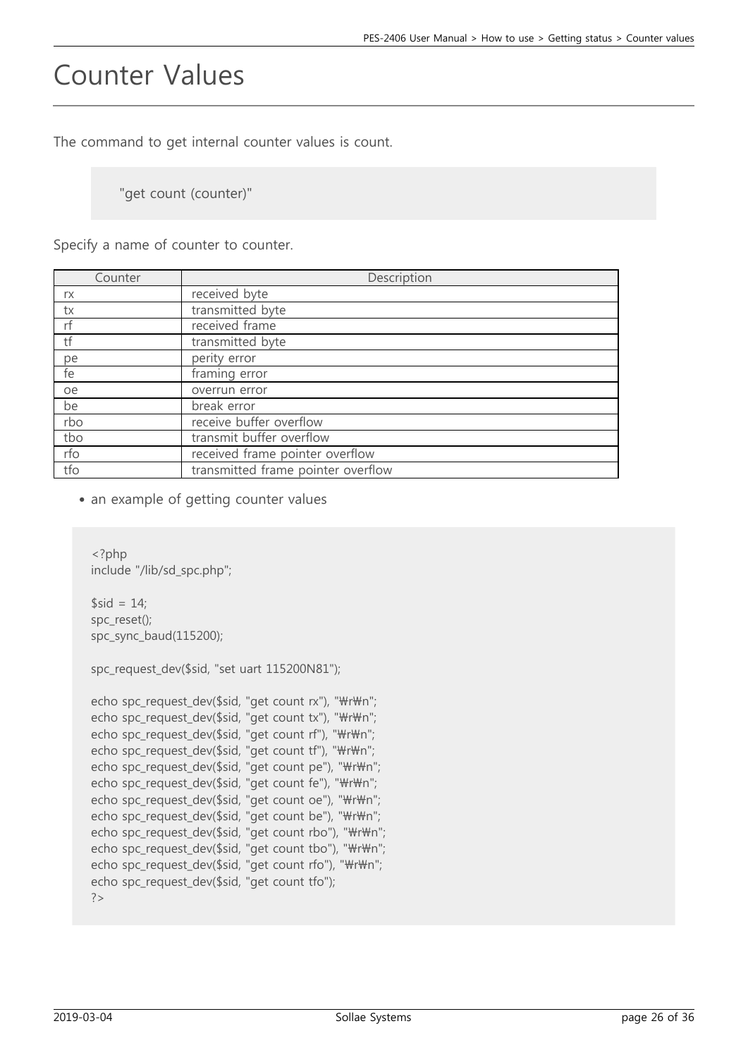# Counter Values

The command to get internal counter values is count.

```
"get count (counter)"
```

Specify a name of counter to counter.

| Counter | Description |
|---|---|
| rx | received byte |
| tx | transmitted byte |
| rf | received frame |
| tf | transmitted byte |
| pe | perity error |
| fe | framing error |
| oe | overrun error |
| be | break error |
| rbo | receive buffer overflow |
| tbo | transmit buffer overflow |
| rfo | received frame pointer overflow |
| tfo | transmitted frame pointer overflow |

- an example of getting counter values

```
<?php
include "/lib/sd_spc.php";

$sid = 14;
spc_reset();
spc_sync_baud(115200);

spc_request_dev($sid, "set uart 115200N81");

echo spc_request_dev($sid, "get count rx"), "₩r₩n";
echo spc_request_dev($sid, "get count tx"), "₩r₩n";
echo spc_request_dev($sid, "get count rf"), "₩r₩n";
echo spc_request_dev($sid, "get count tf"), "₩r₩n";
echo spc_request_dev($sid, "get count pe"), "₩r₩n";
echo spc_request_dev($sid, "get count fe"), "₩r₩n";
echo spc_request_dev($sid, "get count oe"), "₩r₩n";
echo spc_request_dev($sid, "get count be"), "₩r₩n";
echo spc_request_dev($sid, "get count rbo"), "₩r₩n";
echo spc_request_dev($sid, "get count tbo"), "₩r₩n";
echo spc_request_dev($sid, "get count rfo"), "₩r₩n";
echo spc_request_dev($sid, "get count tfo");
?>
```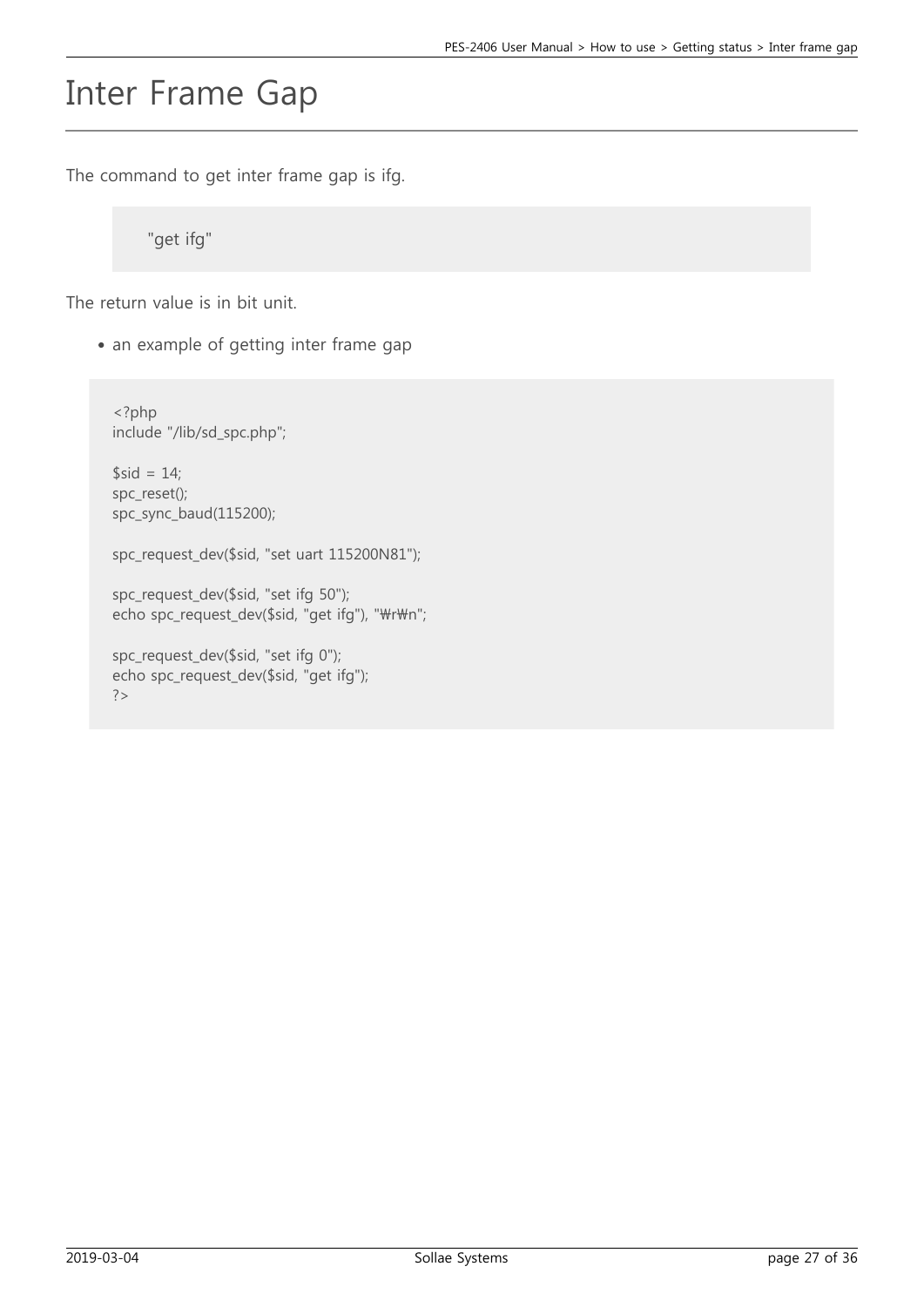# Inter Frame Gap

The command to get inter frame gap is ifg.

```
"get ifg"
```

The return value is in bit unit.

- an example of getting inter frame gap

```
<?php
include "/lib/sd_spc.php";

$sid = 14;
spc_reset();
spc_sync_baud(115200);

spc_request_dev($sid, "set uart 115200N81");

spc_request_dev($sid, "set ifg 50");
echo spc_request_dev($sid, "get ifg"), "₩r₩n";

spc_request_dev($sid, "set ifg 0");
echo spc_request_dev($sid, "get ifg");
?>
```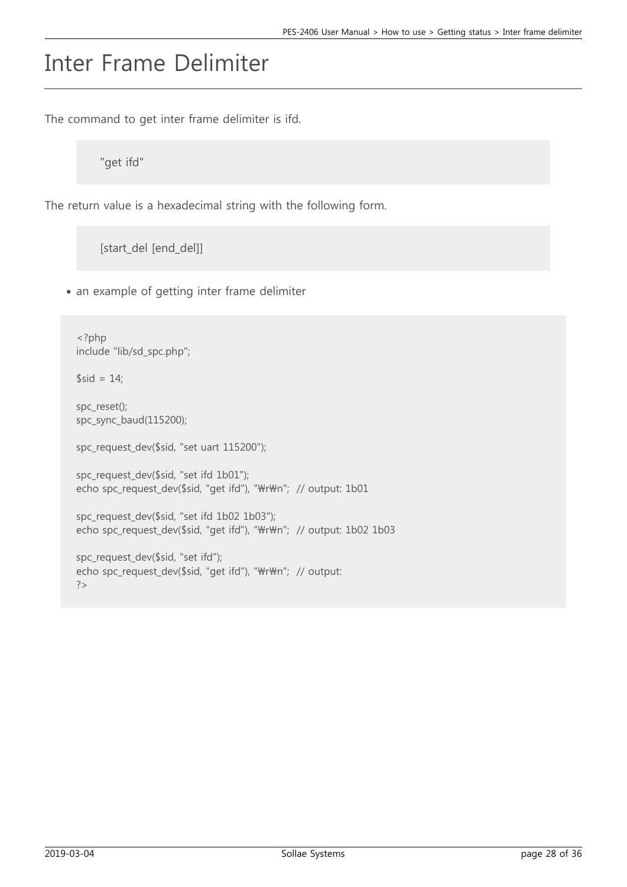# Inter Frame Delimiter

The command to get inter frame delimiter is ifd.

```
"get ifd"
```

The return value is a hexadecimal string with the following form.

```
[start_del [end_del]]
```

- an example of getting inter frame delimiter

```
<?php
include "lib/sd_spc.php";

$sid = 14;

spc_reset();
spc_sync_baud(115200);

spc_request_dev($sid, "set uart 115200");

spc_request_dev($sid, "set ifd 1b01");
echo spc_request_dev($sid, "get ifd"), "₩r₩n";  // output: 1b01

spc_request_dev($sid, "set ifd 1b02 1b03");
echo spc_request_dev($sid, "get ifd"), "₩r₩n";  // output: 1b02 1b03

spc_request_dev($sid, "set ifd");
echo spc_request_dev($sid, "get ifd"), "₩r₩n";  // output:
?>
```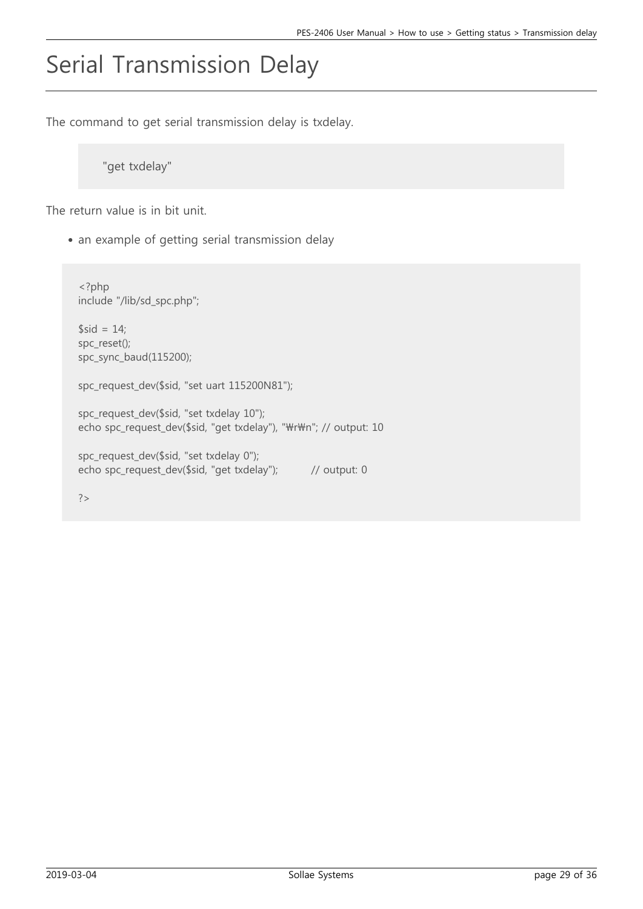# Serial Transmission Delay

The command to get serial transmission delay is txdelay.

```
"get txdelay"
```

The return value is in bit unit.

- an example of getting serial transmission delay

```
<?php
include "/lib/sd_spc.php";

$sid = 14;
spc_reset();
spc_sync_baud(115200);

spc_request_dev($sid, "set uart 115200N81");

spc_request_dev($sid, "set txdelay 10");
echo spc_request_dev($sid, "get txdelay"), "\r\n"; // output: 10

spc_request_dev($sid, "set txdelay 0");
echo spc_request_dev($sid, "get txdelay");          // output: 0

?>
```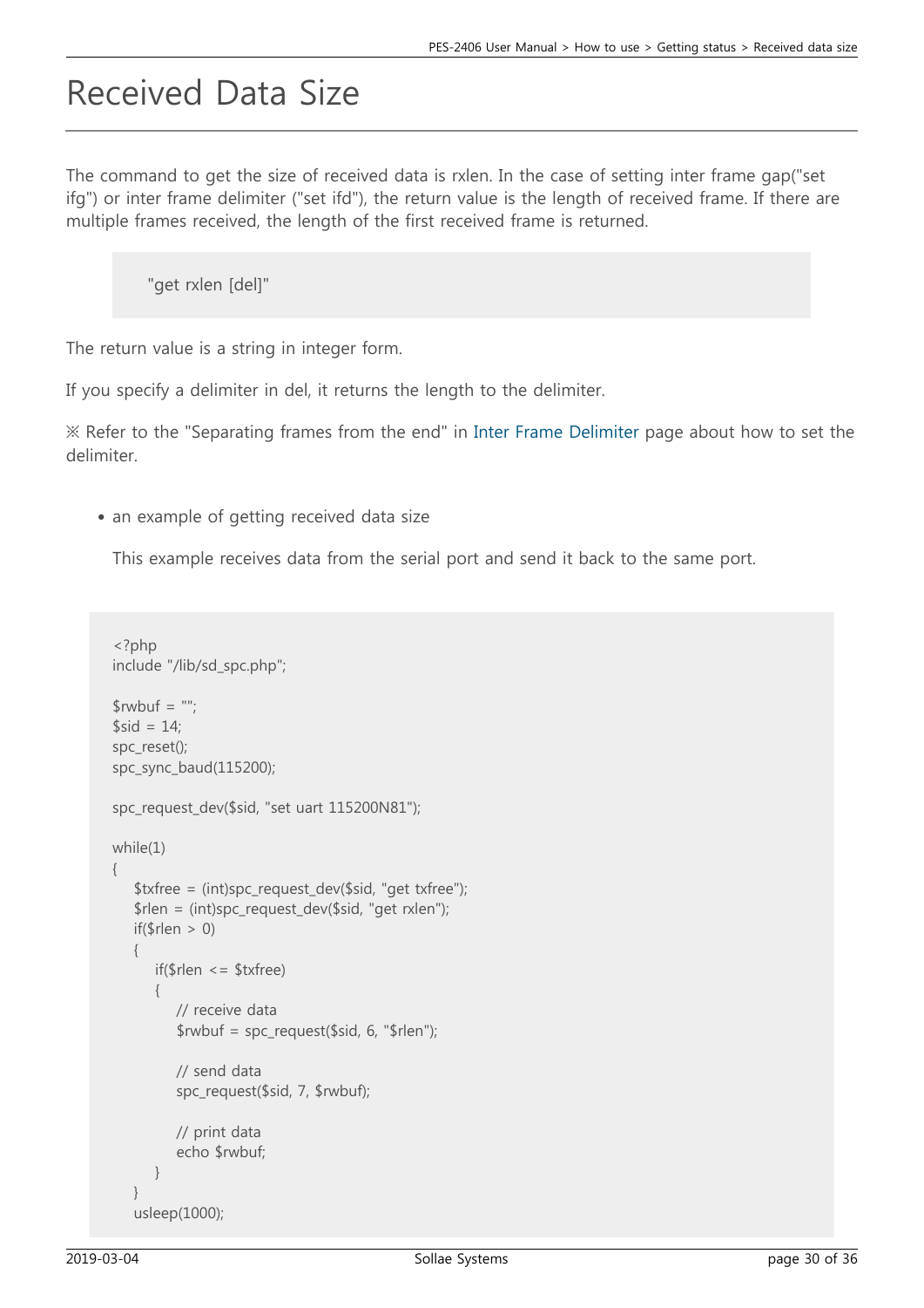# Received Data Size

The command to get the size of received data is rxlen. In the case of setting inter frame gap("set ifg") or inter frame delimiter ("set ifd"), the return value is the length of received frame. If there are multiple frames received, the length of the first received frame is returned.

```
"get rxlen [del]"
```

The return value is a string in integer form.

If you specify a delimiter in del, it returns the length to the delimiter.

※ Refer to the "Separating frames from the end" in Inter Frame Delimiter page about how to set the delimiter.

- an example of getting received data size

  This example receives data from the serial port and send it back to the same port.

```
<?php
include "/lib/sd_spc.php";

$rwbuf = "";
$sid = 14;
spc_reset();
spc_sync_baud(115200);

spc_request_dev($sid, "set uart 115200N81");

while(1)
{
    $txfree = (int)spc_request_dev($sid, "get txfree");
    $rlen = (int)spc_request_dev($sid, "get rxlen");
    if($rlen > 0)
    {
        if($rlen <= $txfree)
        {
            // receive data
            $rwbuf = spc_request($sid, 6, "$rlen");

            // send data
            spc_request($sid, 7, $rwbuf);

            // print data
            echo $rwbuf;
        }
    }
    usleep(1000);
```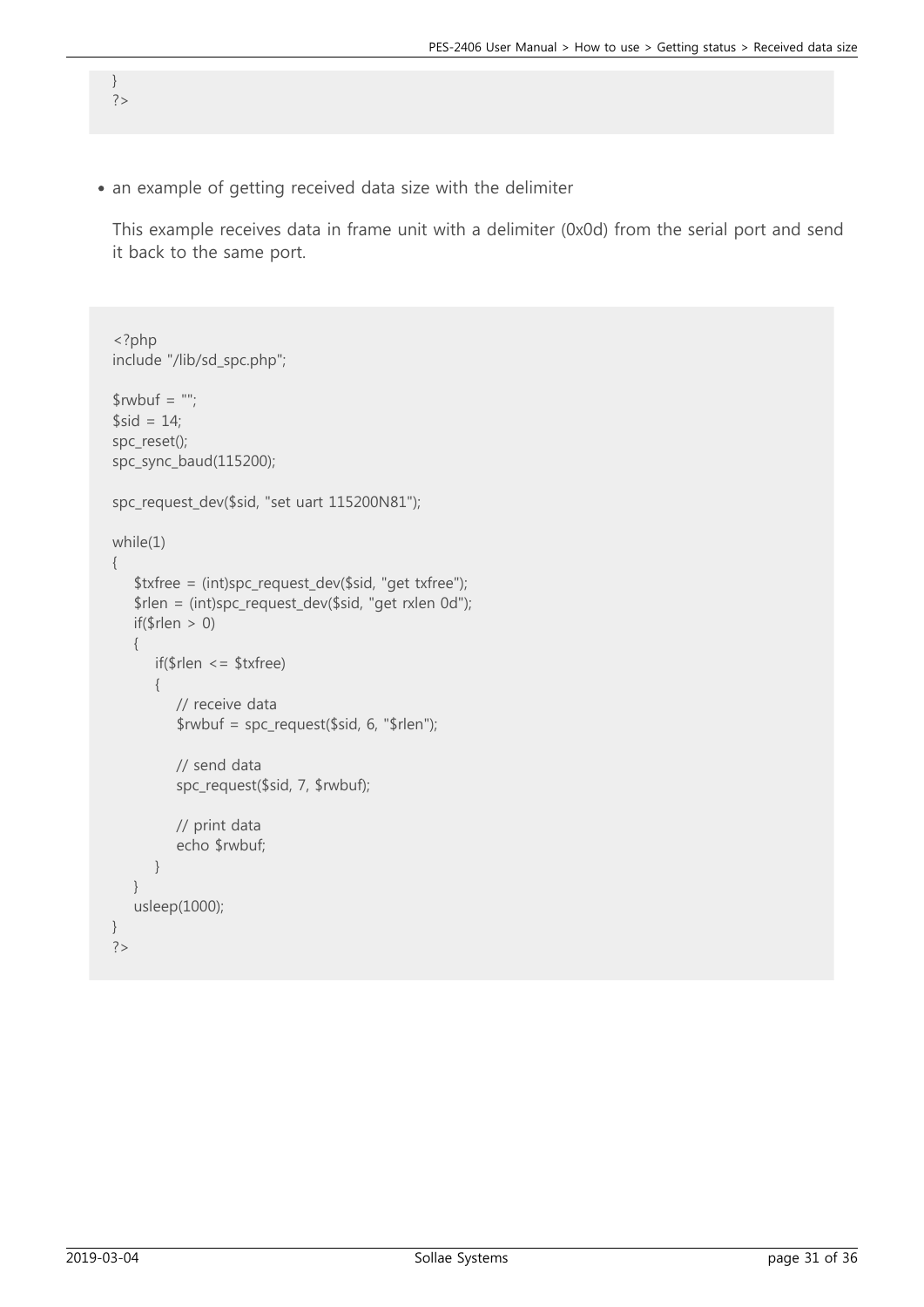```
}
?>
```

- an example of getting received data size with the delimiter

  This example receives data in frame unit with a delimiter (0x0d) from the serial port and send it back to the same port.

```
<?php
include "/lib/sd_spc.php";

$rwbuf = "";
$sid = 14;
spc_reset();
spc_sync_baud(115200);

spc_request_dev($sid, "set uart 115200N81");

while(1)
{
    $txfree = (int)spc_request_dev($sid, "get txfree");
    $rlen = (int)spc_request_dev($sid, "get rxlen 0d");
    if($rlen > 0)
    {
        if($rlen <= $txfree)
        {
            // receive data
            $rwbuf = spc_request($sid, 6, "$rlen");

            // send data
            spc_request($sid, 7, $rwbuf);

            // print data
            echo $rwbuf;
        }
    }
    usleep(1000);
}
?>
```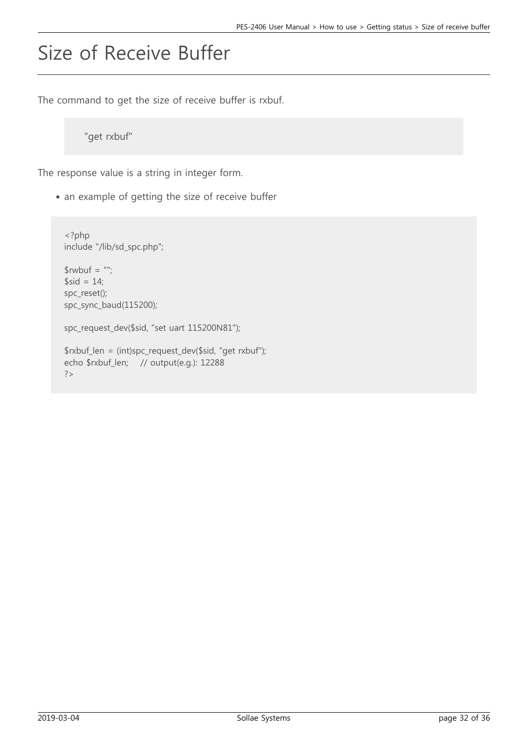# Size of Receive Buffer

The command to get the size of receive buffer is rxbuf.

```
"get rxbuf"
```

The response value is a string in integer form.

- an example of getting the size of receive buffer

```
<?php
include "/lib/sd_spc.php";

$rwbuf = "";
$sid = 14;
spc_reset();
spc_sync_baud(115200);

spc_request_dev($sid, "set uart 115200N81");

$rxbuf_len = (int)spc_request_dev($sid, "get rxbuf");
echo $rxbuf_len;    // output(e.g.): 12288
?>
```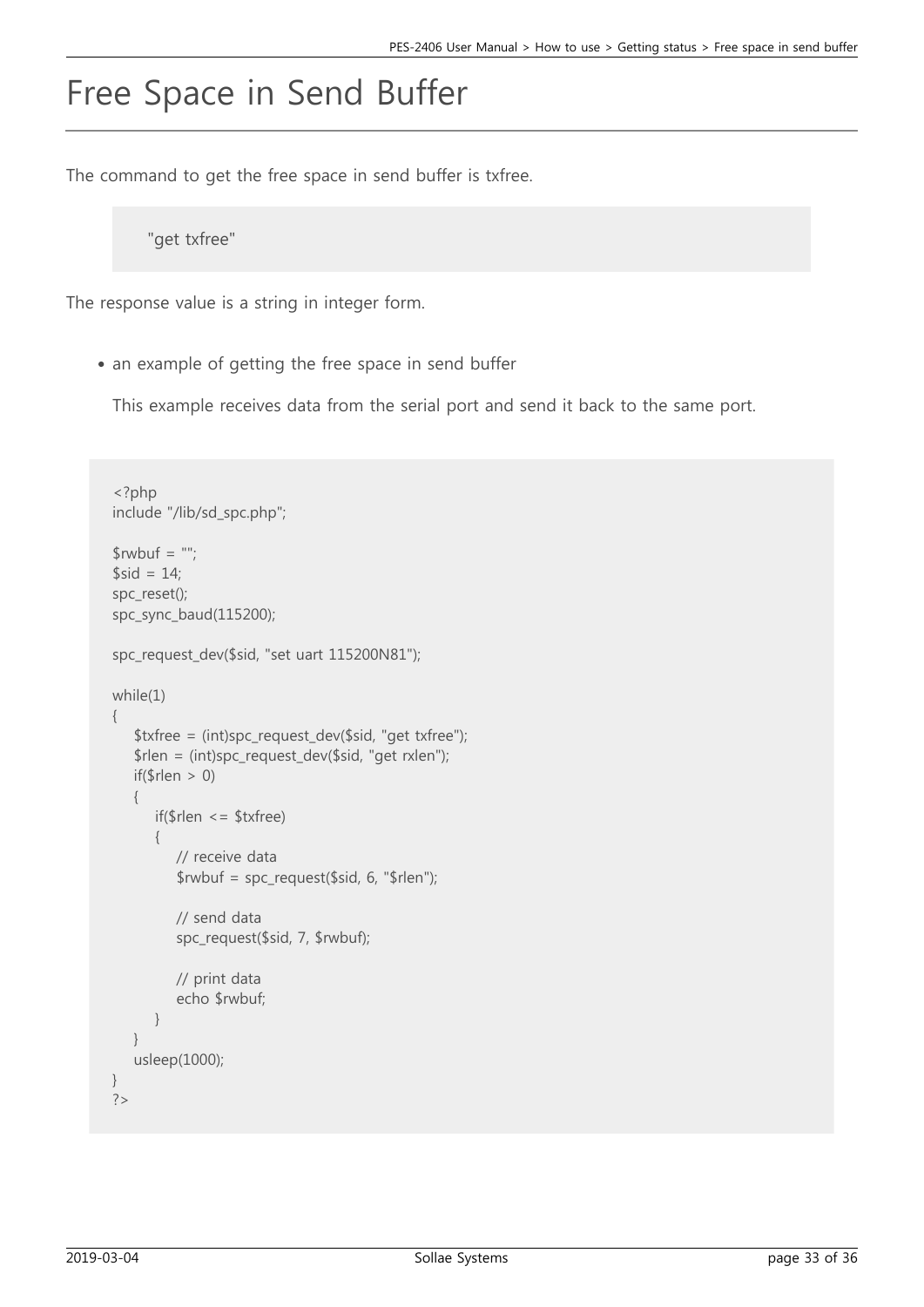# Free Space in Send Buffer

The command to get the free space in send buffer is txfree.

```
"get txfree"
```

The response value is a string in integer form.

- an example of getting the free space in send buffer

  This example receives data from the serial port and send it back to the same port.

```
<?php
include "/lib/sd_spc.php";

$rwbuf = "";
$sid = 14;
spc_reset();
spc_sync_baud(115200);

spc_request_dev($sid, "set uart 115200N81");

while(1)
{
    $txfree = (int)spc_request_dev($sid, "get txfree");
    $rlen = (int)spc_request_dev($sid, "get rxlen");
    if($rlen > 0)
    {
        if($rlen <= $txfree)
        {
            // receive data
            $rwbuf = spc_request($sid, 6, "$rlen");

            // send data
            spc_request($sid, 7, $rwbuf);

            // print data
            echo $rwbuf;
        }
    }
    usleep(1000);
}
?>
```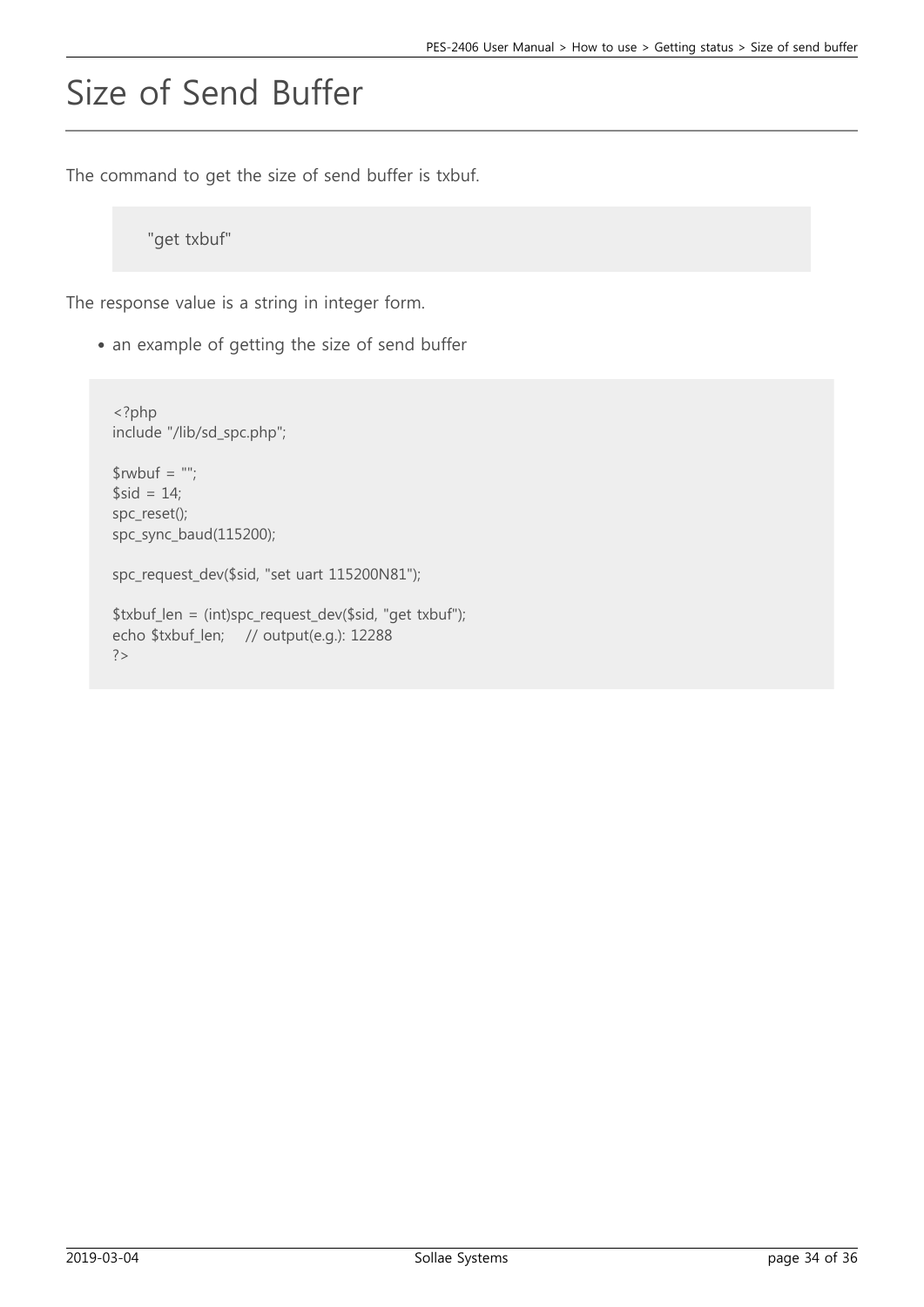# Size of Send Buffer

The command to get the size of send buffer is txbuf.

```
"get txbuf"
```

The response value is a string in integer form.

- an example of getting the size of send buffer

```
<?php
include "/lib/sd_spc.php";

$rwbuf = "";
$sid = 14;
spc_reset();
spc_sync_baud(115200);

spc_request_dev($sid, "set uart 115200N81");

$txbuf_len = (int)spc_request_dev($sid, "get txbuf");
echo $txbuf_len;     // output(e.g.): 12288
?>
```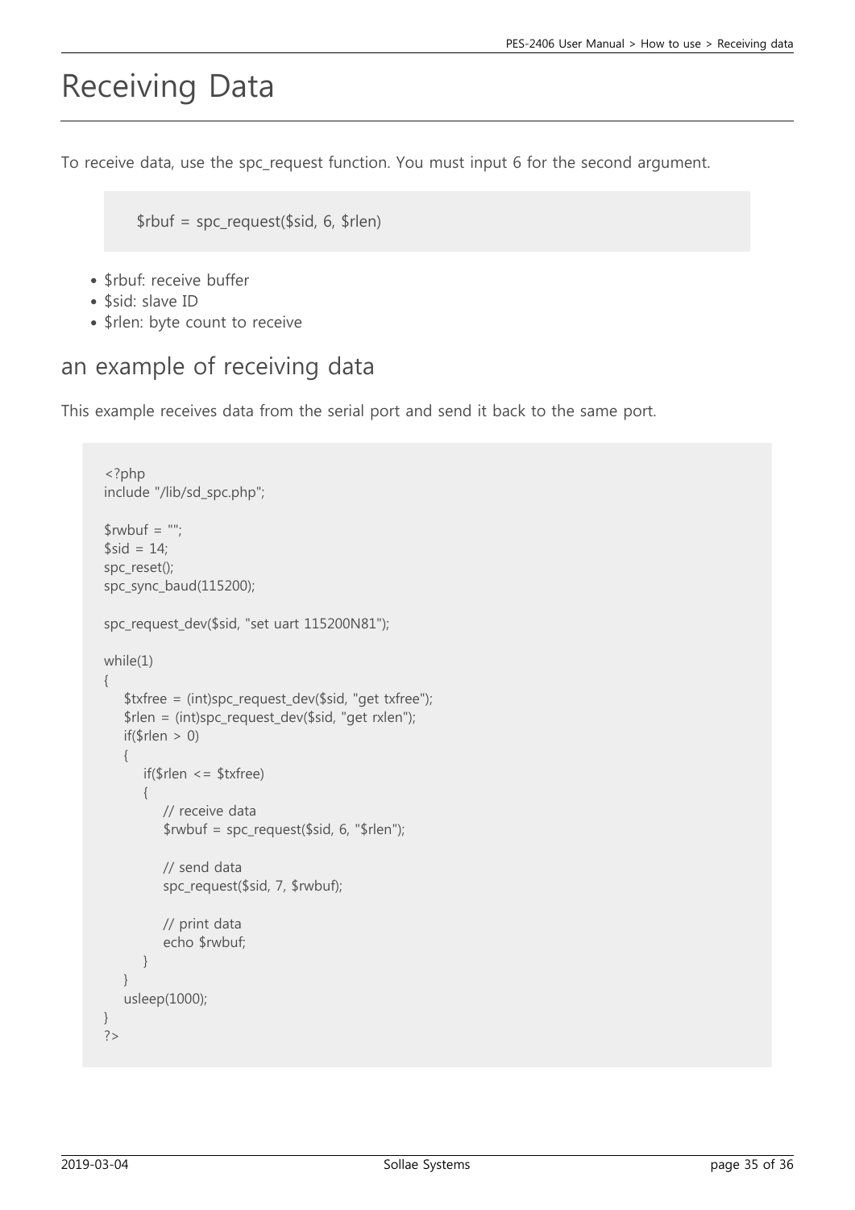# Receiving Data

To receive data, use the spc_request function. You must input 6 for the second argument.

```
$rbuf = spc_request($sid, 6, $rlen)
```

- $rbuf: receive buffer
- $sid: slave ID
- $rlen: byte count to receive

## an example of receiving data

This example receives data from the serial port and send it back to the same port.

```
<?php
include "/lib/sd_spc.php";

$rwbuf = "";
$sid = 14;
spc_reset();
spc_sync_baud(115200);

spc_request_dev($sid, "set uart 115200N81");

while(1)
{
    $txfree = (int)spc_request_dev($sid, "get txfree");
    $rlen = (int)spc_request_dev($sid, "get rxlen");
    if($rlen > 0)
    {
        if($rlen <= $txfree)
        {
            // receive data
            $rwbuf = spc_request($sid, 6, "$rlen");

            // send data
            spc_request($sid, 7, $rwbuf);

            // print data
            echo $rwbuf;
        }
    }
    usleep(1000);
}
?>
```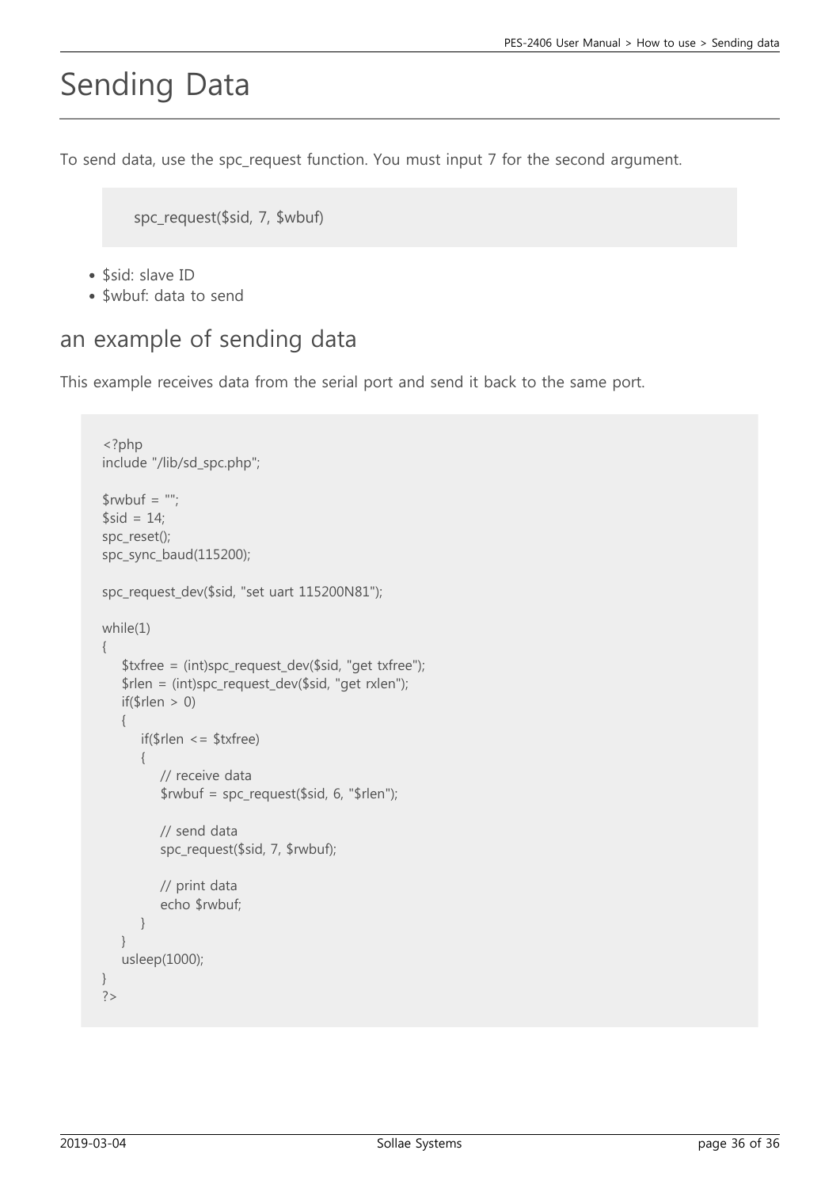# Sending Data

To send data, use the spc_request function. You must input 7 for the second argument.

```
spc_request($sid, 7, $wbuf)
```

- $sid: slave ID
- $wbuf: data to send

## an example of sending data

This example receives data from the serial port and send it back to the same port.

```php
<?php
include "/lib/sd_spc.php";

$rwbuf = "";
$sid = 14;
spc_reset();
spc_sync_baud(115200);

spc_request_dev($sid, "set uart 115200N81");

while(1)
{
    $txfree = (int)spc_request_dev($sid, "get txfree");
    $rlen = (int)spc_request_dev($sid, "get rxlen");
    if($rlen > 0)
    {
        if($rlen <= $txfree)
        {
            // receive data
            $rwbuf = spc_request($sid, 6, "$rlen");

            // send data
            spc_request($sid, 7, $rwbuf);

            // print data
            echo $rwbuf;
        }
    }
    usleep(1000);
}
?>
```